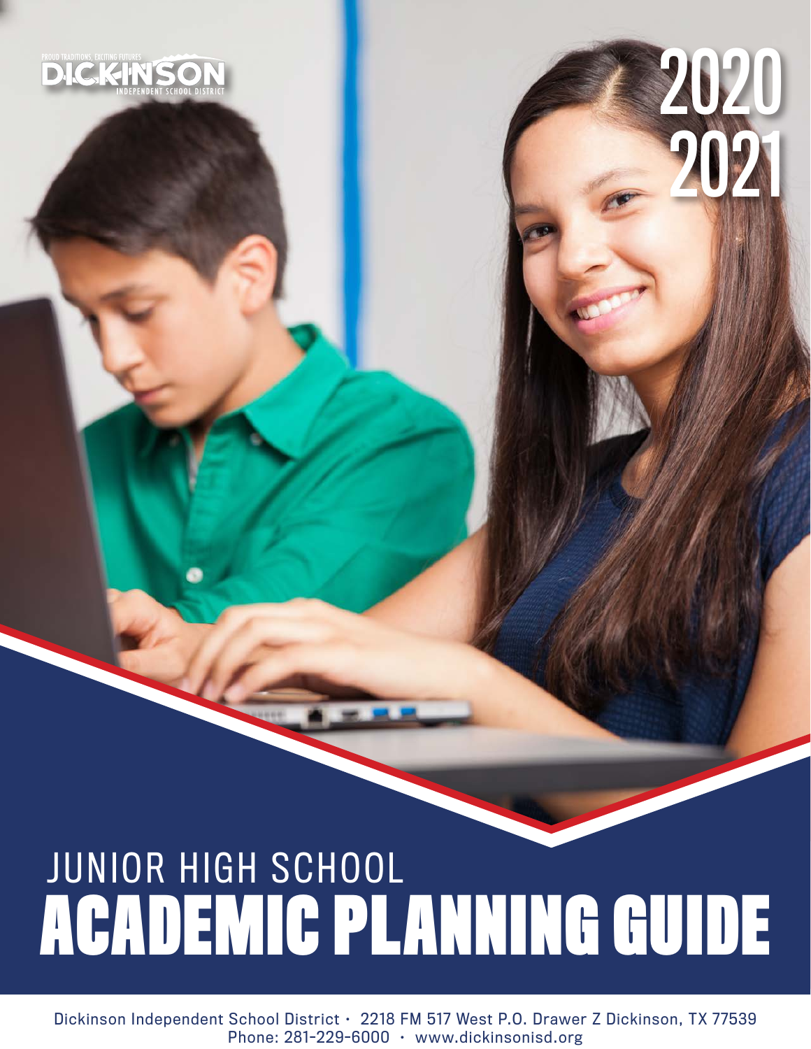PROUD TRADITIONS, EXCITING FUTURES

DICKINSON

INDEPENDENT SCHOOL DISTRICT

2020
2021

# JUNIOR HIGH SCHOOL ACADEMIC PLANNING GUIDE

Dickinson Independent School District • 2218 FM 517 West P.O. Drawer Z Dickinson, TX 77539
Phone: 281-229-6000 • www.dickinsonisd.org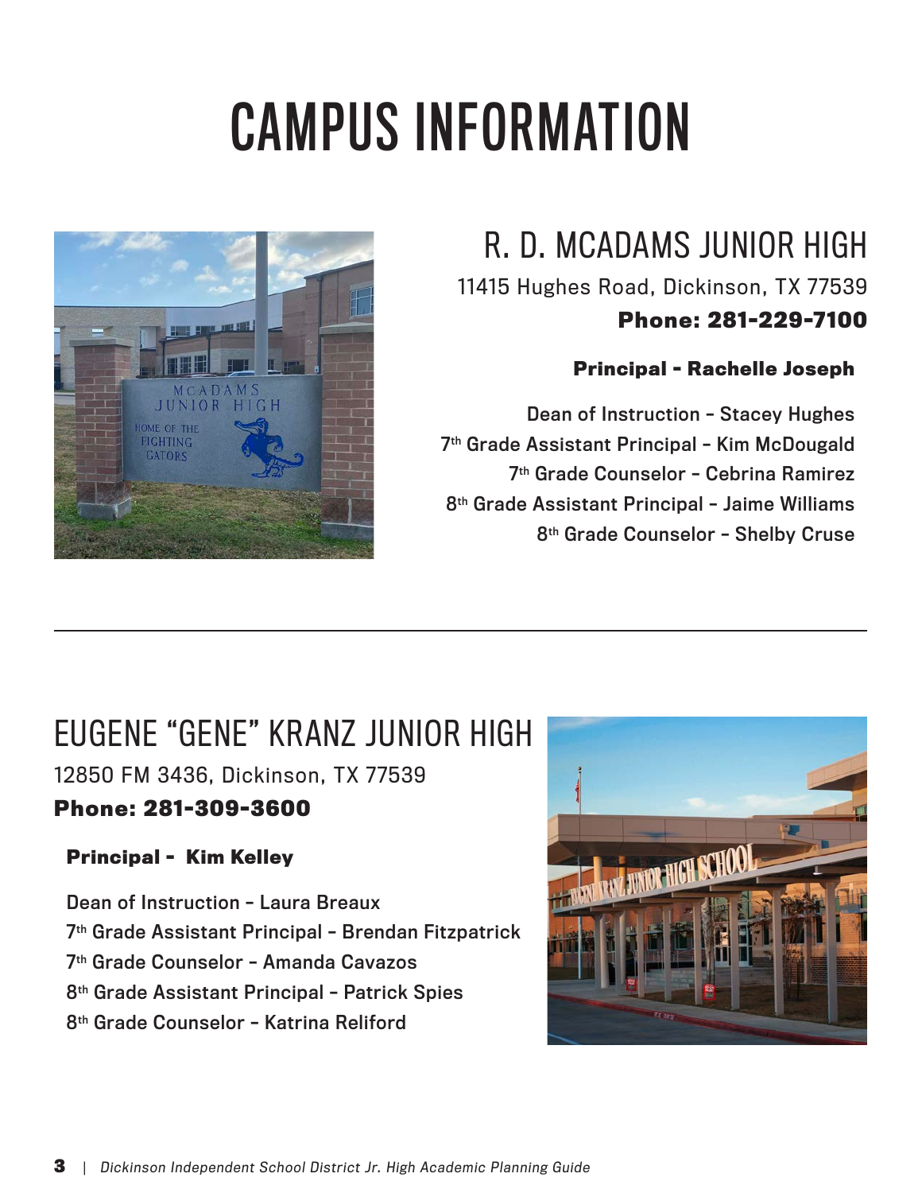# CAMPUS INFORMATION

## R. D. MCADAMS JUNIOR HIGH

11415 Hughes Road, Dickinson, TX 77539

**Phone: 281-229-7100**

**Principal - Rachelle Joseph**

Dean of Instruction – Stacey Hughes
7th Grade Assistant Principal – Kim McDougald
7th Grade Counselor – Cebrina Ramirez
8th Grade Assistant Principal – Jaime Williams
8th Grade Counselor – Shelby Cruse

---

## EUGENE "GENE" KRANZ JUNIOR HIGH

12850 FM 3436, Dickinson, TX 77539

**Phone: 281-309-3600**

**Principal - Kim Kelley**

Dean of Instruction – Laura Breaux
7th Grade Assistant Principal – Brendan Fitzpatrick
7th Grade Counselor – Amanda Cavazos
8th Grade Assistant Principal – Patrick Spies
8th Grade Counselor – Katrina Reliford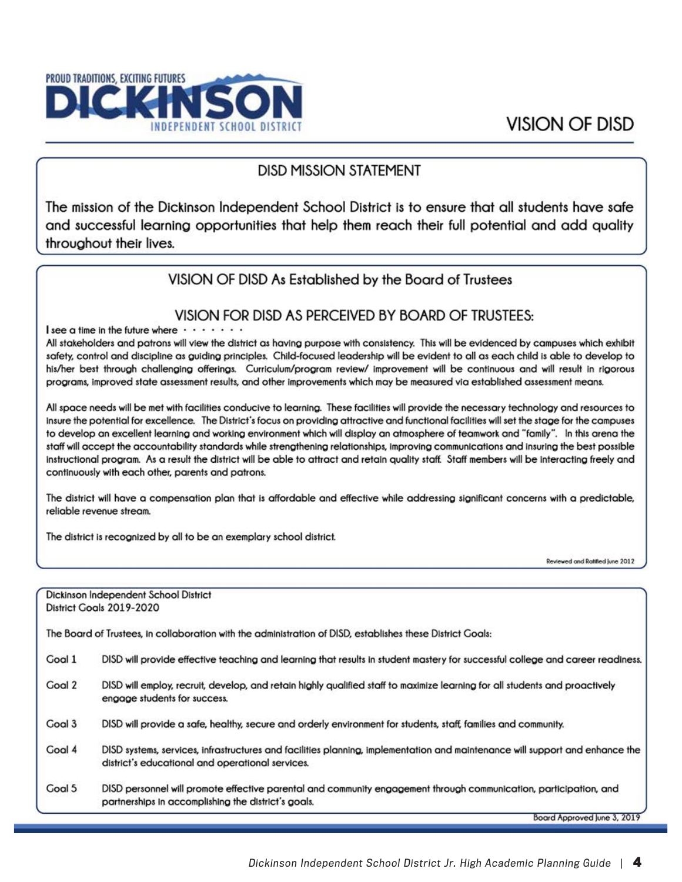PROUD TRADITIONS, EXCITING FUTURES

**DICKINSON**

INDEPENDENT SCHOOL DISTRICT

# VISION OF DISD

## DISD MISSION STATEMENT

**The mission of the Dickinson Independent School District is to ensure that all students have safe and successful learning opportunities that help them reach their full potential and add quality throughout their lives.**

## VISION OF DISD As Established by the Board of Trustees

### VISION FOR DISD AS PERCEIVED BY BOARD OF TRUSTEES:

I see a time in the future where . . . . . . .

All stakeholders and patrons will view the district as having purpose with consistency. This will be evidenced by campuses which exhibit safety, control and discipline as guiding principles. Child-focused leadership will be evident to all as each child is able to develop to his/her best through challenging offerings. Curriculum/program review/ improvement will be continuous and will result in rigorous programs, improved state assessment results, and other improvements which may be measured via established assessment means.

All space needs will be met with facilities conducive to learning. These facilities will provide the necessary technology and resources to insure the potential for excellence. The District's focus on providing attractive and functional facilities will set the stage for the campuses to develop an excellent learning and working environment which will display an atmosphere of teamwork and "family". In this arena the staff will accept the accountability standards while strengthening relationships, improving communications and insuring the best possible instructional program. As a result the district will be able to attract and retain quality staff. Staff members will be interacting freely and continuously with each other, parents and patrons.

The district will have a compensation plan that is affordable and effective while addressing significant concerns with a predictable, reliable revenue stream.

The district is recognized by all to be an exemplary school district.

Reviewed and Ratified June 2012

Dickinson Independent School District
District Goals 2019-2020

The Board of Trustees, in collaboration with the administration of DISD, establishes these District Goals:

- **Goal 1** DISD will provide effective teaching and learning that results in student mastery for successful college and career readiness.
- **Goal 2** DISD will employ, recruit, develop, and retain highly qualified staff to maximize learning for all students and proactively engage students for success.
- **Goal 3** DISD will provide a safe, healthy, secure and orderly environment for students, staff, families and community.
- **Goal 4** DISD systems, services, infrastructures and facilities planning, implementation and maintenance will support and enhance the district's educational and operational services.
- **Goal 5** DISD personnel will promote effective parental and community engagement through communication, participation, and partnerships in accomplishing the district's goals.

Board Approved June 3, 2019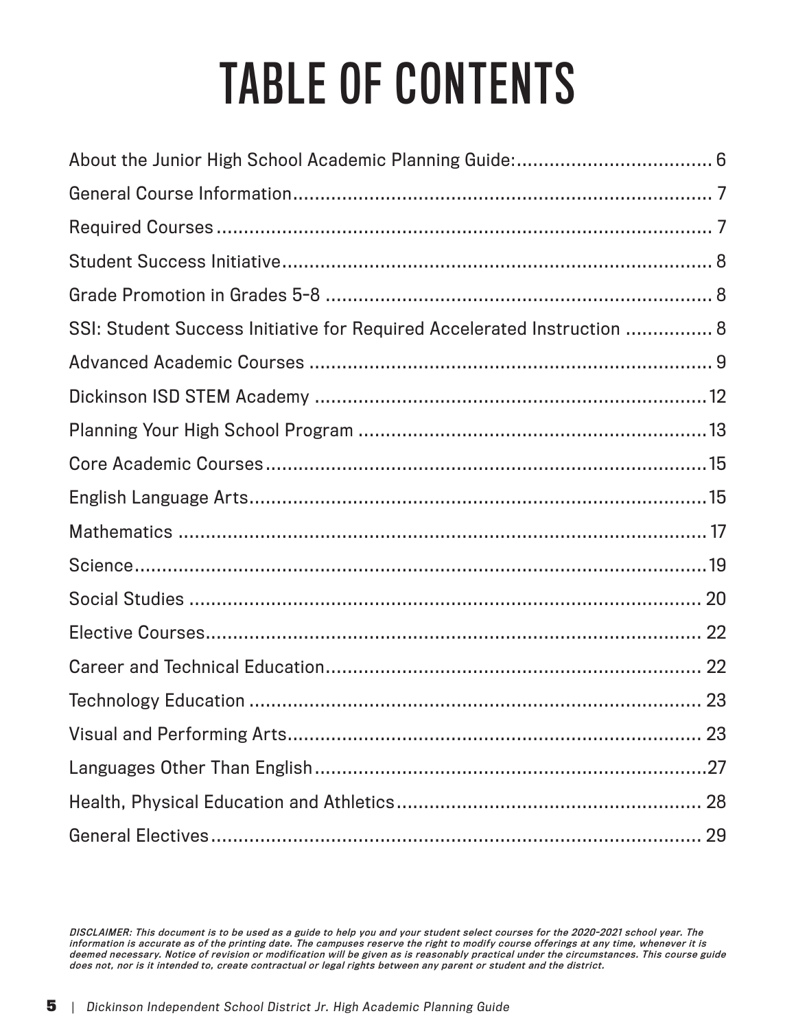# TABLE OF CONTENTS

About the Junior High School Academic Planning Guide:.................................... 6

General Course Information............................................................................ 7

Required Courses .......................................................................................... 7

Student Success Initiative............................................................................... 8

Grade Promotion in Grades 5-8 ...................................................................... 8

SSI: Student Success Initiative for Required Accelerated Instruction ................ 8

Advanced Academic Courses ......................................................................... 9

Dickinson ISD STEM Academy .......................................................................12

Planning Your High School Program ...............................................................13

Core Academic Courses.................................................................................15

English Language Arts...................................................................................15

Mathematics ................................................................................................. 17

Science.........................................................................................................19

Social Studies ............................................................................................... 20

Elective Courses........................................................................................... 22

Career and Technical Education.................................................................... 22

Technology Education ................................................................................... 23

Visual and Performing Arts............................................................................ 23

Languages Other Than English.......................................................................27

Health, Physical Education and Athletics....................................................... 28

General Electives.......................................................................................... 29

*DISCLAIMER: This document is to be used as a guide to help you and your student select courses for the 2020-2021 school year. The information is accurate as of the printing date. The campuses reserve the right to modify course offerings at any time, whenever it is deemed necessary. Notice of revision or modification will be given as is reasonably practical under the circumstances. This course guide does not, nor is it intended to, create contractual or legal rights between any parent or student and the district.*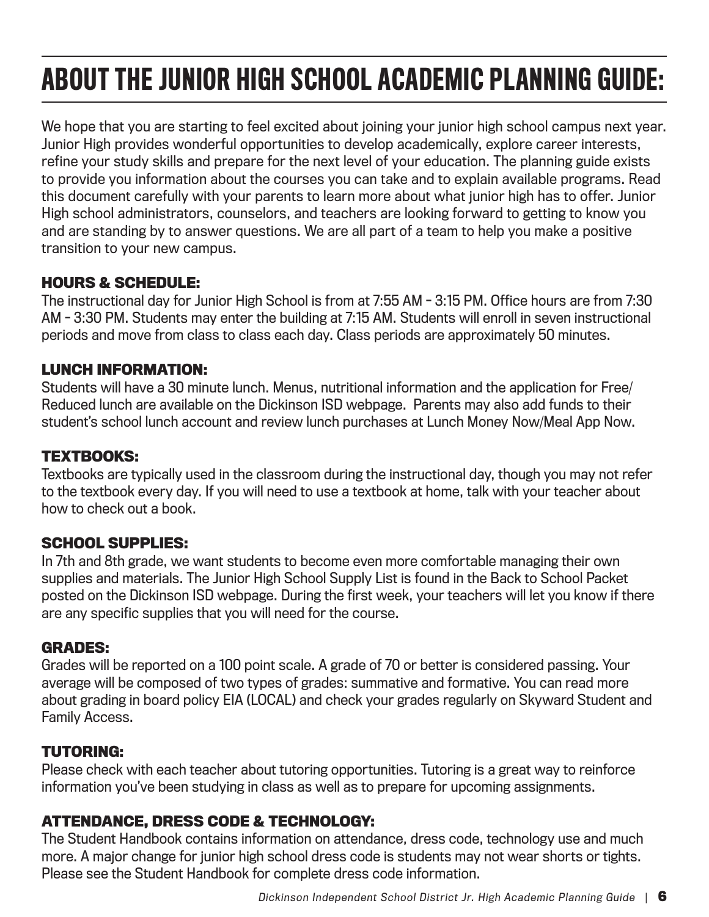# ABOUT THE JUNIOR HIGH SCHOOL ACADEMIC PLANNING GUIDE:

We hope that you are starting to feel excited about joining your junior high school campus next year. Junior High provides wonderful opportunities to develop academically, explore career interests, refine your study skills and prepare for the next level of your education. The planning guide exists to provide you information about the courses you can take and to explain available programs. Read this document carefully with your parents to learn more about what junior high has to offer. Junior High school administrators, counselors, and teachers are looking forward to getting to know you and are standing by to answer questions. We are all part of a team to help you make a positive transition to your new campus.

### HOURS & SCHEDULE:

The instructional day for Junior High School is from at 7:55 AM – 3:15 PM. Office hours are from 7:30 AM – 3:30 PM. Students may enter the building at 7:15 AM. Students will enroll in seven instructional periods and move from class to class each day. Class periods are approximately 50 minutes.

### LUNCH INFORMATION:

Students will have a 30 minute lunch. Menus, nutritional information and the application for Free/Reduced lunch are available on the Dickinson ISD webpage. Parents may also add funds to their student's school lunch account and review lunch purchases at Lunch Money Now/Meal App Now.

### TEXTBOOKS:

Textbooks are typically used in the classroom during the instructional day, though you may not refer to the textbook every day. If you will need to use a textbook at home, talk with your teacher about how to check out a book.

### SCHOOL SUPPLIES:

In 7th and 8th grade, we want students to become even more comfortable managing their own supplies and materials. The Junior High School Supply List is found in the Back to School Packet posted on the Dickinson ISD webpage. During the first week, your teachers will let you know if there are any specific supplies that you will need for the course.

### GRADES:

Grades will be reported on a 100 point scale. A grade of 70 or better is considered passing. Your average will be composed of two types of grades: summative and formative. You can read more about grading in board policy EIA (LOCAL) and check your grades regularly on Skyward Student and Family Access.

### TUTORING:

Please check with each teacher about tutoring opportunities. Tutoring is a great way to reinforce information you've been studying in class as well as to prepare for upcoming assignments.

### ATTENDANCE, DRESS CODE & TECHNOLOGY:

The Student Handbook contains information on attendance, dress code, technology use and much more. A major change for junior high school dress code is students may not wear shorts or tights. Please see the Student Handbook for complete dress code information.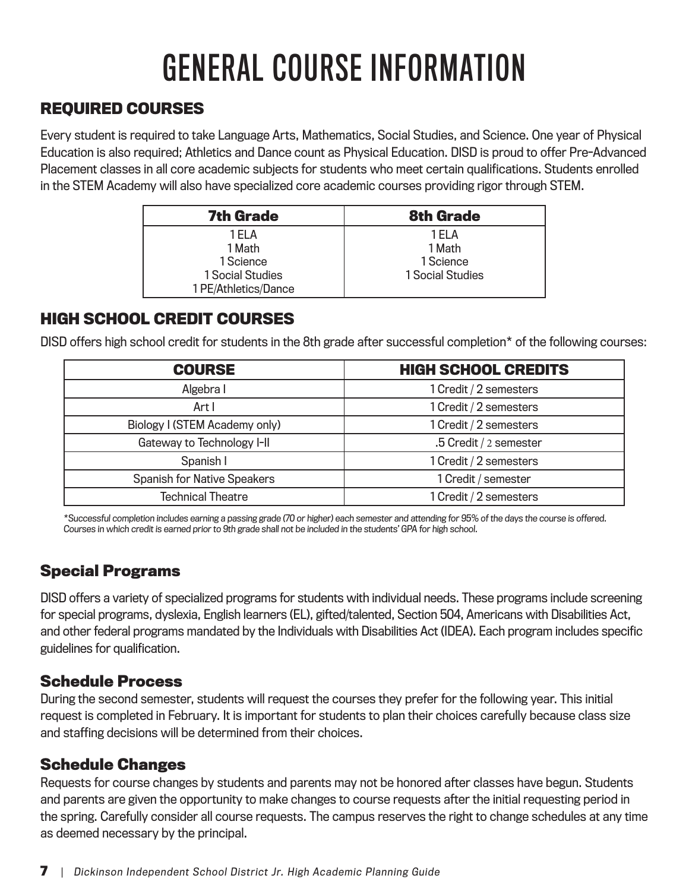# GENERAL COURSE INFORMATION

## REQUIRED COURSES

Every student is required to take Language Arts, Mathematics, Social Studies, and Science. One year of Physical Education is also required; Athletics and Dance count as Physical Education. DISD is proud to offer Pre-Advanced Placement classes in all core academic subjects for students who meet certain qualifications. Students enrolled in the STEM Academy will also have specialized core academic courses providing rigor through STEM.

| 7th Grade | 8th Grade |
|---|---|
| 1 ELA<br>1 Math<br>1 Science<br>1 Social Studies<br>1 PE/Athletics/Dance | 1 ELA<br>1 Math<br>1 Science<br>1 Social Studies |

## HIGH SCHOOL CREDIT COURSES

DISD offers high school credit for students in the 8th grade after successful completion* of the following courses:

| COURSE | HIGH SCHOOL CREDITS |
|---|---|
| Algebra I | 1 Credit / 2 semesters |
| Art I | 1 Credit / 2 semesters |
| Biology I (STEM Academy only) | 1 Credit / 2 semesters |
| Gateway to Technology I-II | .5 Credit / 2 semester |
| Spanish I | 1 Credit / 2 semesters |
| Spanish for Native Speakers | 1 Credit / semester |
| Technical Theatre | 1 Credit / 2 semesters |

*\*Successful completion includes earning a passing grade (70 or higher) each semester and attending for 95% of the days the course is offered. Courses in which credit is earned prior to 9th grade shall not be included in the students' GPA for high school.*

## Special Programs

DISD offers a variety of specialized programs for students with individual needs. These programs include screening for special programs, dyslexia, English learners (EL), gifted/talented, Section 504, Americans with Disabilities Act, and other federal programs mandated by the Individuals with Disabilities Act (IDEA). Each program includes specific guidelines for qualification.

## Schedule Process

During the second semester, students will request the courses they prefer for the following year. This initial request is completed in February. It is important for students to plan their choices carefully because class size and staffing decisions will be determined from their choices.

## Schedule Changes

Requests for course changes by students and parents may not be honored after classes have begun. Students and parents are given the opportunity to make changes to course requests after the initial requesting period in the spring. Carefully consider all course requests. The campus reserves the right to change schedules at any time as deemed necessary by the principal.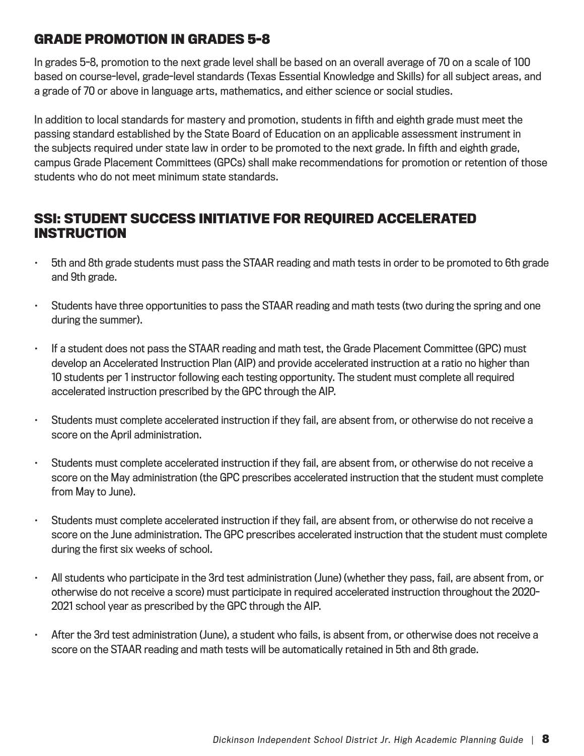## GRADE PROMOTION IN GRADES 5-8

In grades 5–8, promotion to the next grade level shall be based on an overall average of 70 on a scale of 100 based on course-level, grade-level standards (Texas Essential Knowledge and Skills) for all subject areas, and a grade of 70 or above in language arts, mathematics, and either science or social studies.

In addition to local standards for mastery and promotion, students in fifth and eighth grade must meet the passing standard established by the State Board of Education on an applicable assessment instrument in the subjects required under state law in order to be promoted to the next grade. In fifth and eighth grade, campus Grade Placement Committees (GPCs) shall make recommendations for promotion or retention of those students who do not meet minimum state standards.

## SSI: STUDENT SUCCESS INITIATIVE FOR REQUIRED ACCELERATED INSTRUCTION

- 5th and 8th grade students must pass the STAAR reading and math tests in order to be promoted to 6th grade and 9th grade.
- Students have three opportunities to pass the STAAR reading and math tests (two during the spring and one during the summer).
- If a student does not pass the STAAR reading and math test, the Grade Placement Committee (GPC) must develop an Accelerated Instruction Plan (AIP) and provide accelerated instruction at a ratio no higher than 10 students per 1 instructor following each testing opportunity. The student must complete all required accelerated instruction prescribed by the GPC through the AIP.
- Students must complete accelerated instruction if they fail, are absent from, or otherwise do not receive a score on the April administration.
- Students must complete accelerated instruction if they fail, are absent from, or otherwise do not receive a score on the May administration (the GPC prescribes accelerated instruction that the student must complete from May to June).
- Students must complete accelerated instruction if they fail, are absent from, or otherwise do not receive a score on the June administration. The GPC prescribes accelerated instruction that the student must complete during the first six weeks of school.
- All students who participate in the 3rd test administration (June) (whether they pass, fail, are absent from, or otherwise do not receive a score) must participate in required accelerated instruction throughout the 2020-2021 school year as prescribed by the GPC through the AIP.
- After the 3rd test administration (June), a student who fails, is absent from, or otherwise does not receive a score on the STAAR reading and math tests will be automatically retained in 5th and 8th grade.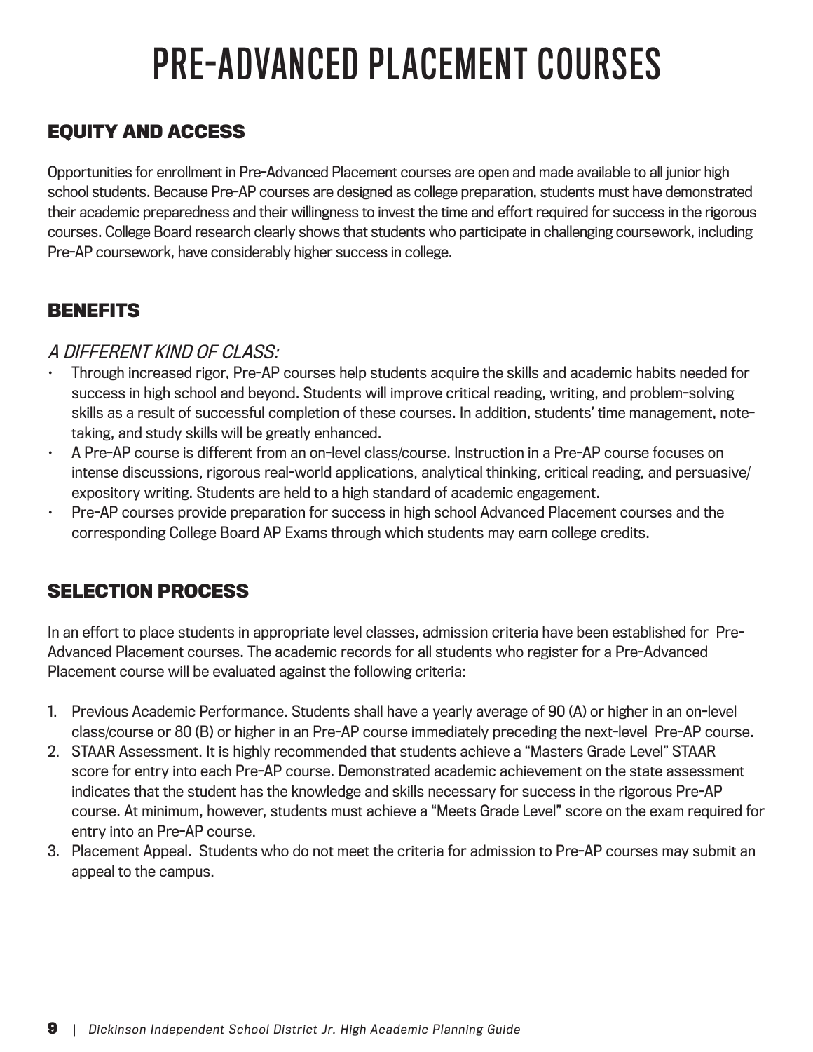# PRE-ADVANCED PLACEMENT COURSES

## EQUITY AND ACCESS

Opportunities for enrollment in Pre-Advanced Placement courses are open and made available to all junior high school students. Because Pre-AP courses are designed as college preparation, students must have demonstrated their academic preparedness and their willingness to invest the time and effort required for success in the rigorous courses. College Board research clearly shows that students who participate in challenging coursework, including Pre-AP coursework, have considerably higher success in college.

## BENEFITS

### *A DIFFERENT KIND OF CLASS:*

- Through increased rigor, Pre-AP courses help students acquire the skills and academic habits needed for success in high school and beyond. Students will improve critical reading, writing, and problem-solving skills as a result of successful completion of these courses. In addition, students' time management, note-taking, and study skills will be greatly enhanced.
- A Pre-AP course is different from an on-level class/course. Instruction in a Pre-AP course focuses on intense discussions, rigorous real-world applications, analytical thinking, critical reading, and persuasive/expository writing. Students are held to a high standard of academic engagement.
- Pre-AP courses provide preparation for success in high school Advanced Placement courses and the corresponding College Board AP Exams through which students may earn college credits.

## SELECTION PROCESS

In an effort to place students in appropriate level classes, admission criteria have been established for Pre-Advanced Placement courses. The academic records for all students who register for a Pre-Advanced Placement course will be evaluated against the following criteria:

1. Previous Academic Performance. Students shall have a yearly average of 90 (A) or higher in an on-level class/course or 80 (B) or higher in an Pre-AP course immediately preceding the next-level Pre-AP course.
2. STAAR Assessment. It is highly recommended that students achieve a "Masters Grade Level" STAAR score for entry into each Pre-AP course. Demonstrated academic achievement on the state assessment indicates that the student has the knowledge and skills necessary for success in the rigorous Pre-AP course. At minimum, however, students must achieve a "Meets Grade Level" score on the exam required for entry into an Pre-AP course.
3. Placement Appeal. Students who do not meet the criteria for admission to Pre-AP courses may submit an appeal to the campus.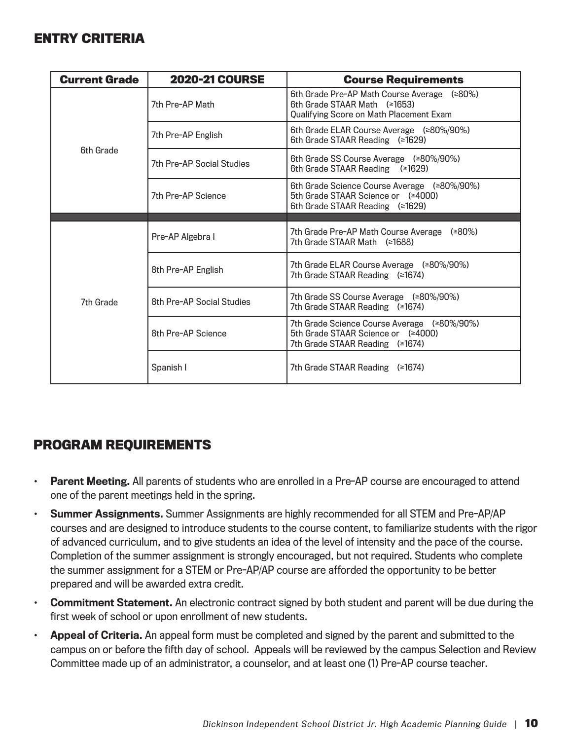## ENTRY CRITERIA

| Current Grade | 2020-21 COURSE | Course Requirements |
|---|---|---|
| 6th Grade | 7th Pre-AP Math | 6th Grade Pre-AP Math Course Average (≥80%)<br>6th Grade STAAR Math (≥1653)<br>Qualifying Score on Math Placement Exam |
| | 7th Pre-AP English | 6th Grade ELAR Course Average (≥80%/90%)<br>6th Grade STAAR Reading (≥1629) |
| | 7th Pre-AP Social Studies | 6th Grade SS Course Average (≥80%/90%)<br>6th Grade STAAR Reading (≥1629) |
| | 7th Pre-AP Science | 6th Grade Science Course Average (≥80%/90%)<br>5th Grade STAAR Science or (≥4000)<br>6th Grade STAAR Reading (≥1629) |
| | | |
| 7th Grade | Pre-AP Algebra I | 7th Grade Pre-AP Math Course Average (≥80%)<br>7th Grade STAAR Math (≥1688) |
| | 8th Pre-AP English | 7th Grade ELAR Course Average (≥80%/90%)<br>7th Grade STAAR Reading (≥1674) |
| | 8th Pre-AP Social Studies | 7th Grade SS Course Average (≥80%/90%)<br>7th Grade STAAR Reading (≥1674) |
| | 8th Pre-AP Science | 7th Grade Science Course Average (≥80%/90%)<br>5th Grade STAAR Science or (≥4000)<br>7th Grade STAAR Reading (≥1674) |
| | Spanish I | 7th Grade STAAR Reading (≥1674) |

## PROGRAM REQUIREMENTS

- **Parent Meeting.** All parents of students who are enrolled in a Pre-AP course are encouraged to attend one of the parent meetings held in the spring.
- **Summer Assignments.** Summer Assignments are highly recommended for all STEM and Pre-AP/AP courses and are designed to introduce students to the course content, to familiarize students with the rigor of advanced curriculum, and to give students an idea of the level of intensity and the pace of the course. Completion of the summer assignment is strongly encouraged, but not required. Students who complete the summer assignment for a STEM or Pre-AP/AP course are afforded the opportunity to be better prepared and will be awarded extra credit.
- **Commitment Statement.** An electronic contract signed by both student and parent will be due during the first week of school or upon enrollment of new students.
- **Appeal of Criteria.** An appeal form must be completed and signed by the parent and submitted to the campus on or before the fifth day of school. Appeals will be reviewed by the campus Selection and Review Committee made up of an administrator, a counselor, and at least one (1) Pre-AP course teacher.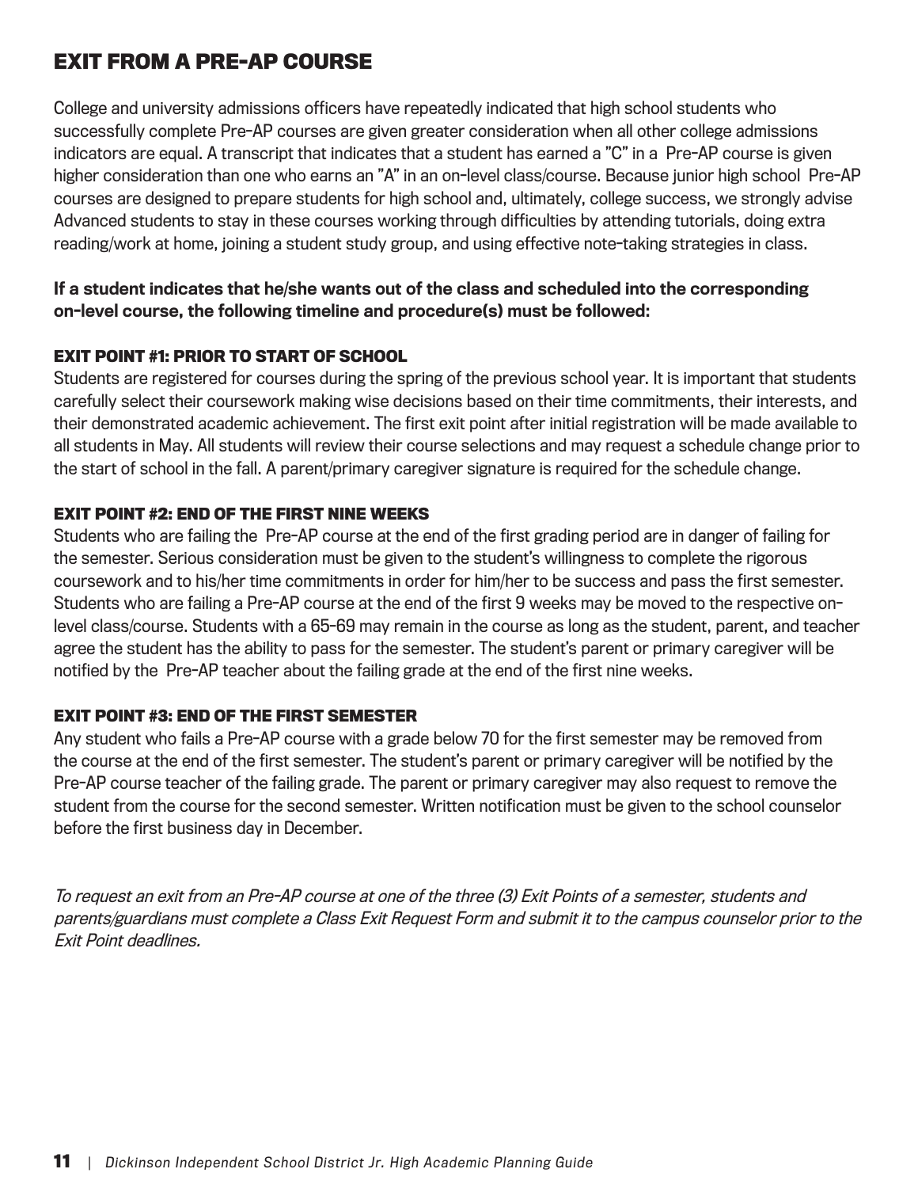# EXIT FROM A PRE-AP COURSE

College and university admissions officers have repeatedly indicated that high school students who successfully complete Pre-AP courses are given greater consideration when all other college admissions indicators are equal. A transcript that indicates that a student has earned a "C" in a Pre-AP course is given higher consideration than one who earns an "A" in an on-level class/course. Because junior high school Pre-AP courses are designed to prepare students for high school and, ultimately, college success, we strongly advise Advanced students to stay in these courses working through difficulties by attending tutorials, doing extra reading/work at home, joining a student study group, and using effective note-taking strategies in class.

**If a student indicates that he/she wants out of the class and scheduled into the corresponding on-level course, the following timeline and procedure(s) must be followed:**

### EXIT POINT #1: PRIOR TO START OF SCHOOL

Students are registered for courses during the spring of the previous school year. It is important that students carefully select their coursework making wise decisions based on their time commitments, their interests, and their demonstrated academic achievement. The first exit point after initial registration will be made available to all students in May. All students will review their course selections and may request a schedule change prior to the start of school in the fall. A parent/primary caregiver signature is required for the schedule change.

### EXIT POINT #2: END OF THE FIRST NINE WEEKS

Students who are failing the Pre-AP course at the end of the first grading period are in danger of failing for the semester. Serious consideration must be given to the student's willingness to complete the rigorous coursework and to his/her time commitments in order for him/her to be success and pass the first semester. Students who are failing a Pre-AP course at the end of the first 9 weeks may be moved to the respective on-level class/course. Students with a 65-69 may remain in the course as long as the student, parent, and teacher agree the student has the ability to pass for the semester. The student's parent or primary caregiver will be notified by the Pre-AP teacher about the failing grade at the end of the first nine weeks.

### EXIT POINT #3: END OF THE FIRST SEMESTER

Any student who fails a Pre-AP course with a grade below 70 for the first semester may be removed from the course at the end of the first semester. The student's parent or primary caregiver will be notified by the Pre-AP course teacher of the failing grade. The parent or primary caregiver may also request to remove the student from the course for the second semester. Written notification must be given to the school counselor before the first business day in December.

*To request an exit from an Pre-AP course at one of the three (3) Exit Points of a semester, students and parents/guardians must complete a Class Exit Request Form and submit it to the campus counselor prior to the Exit Point deadlines.*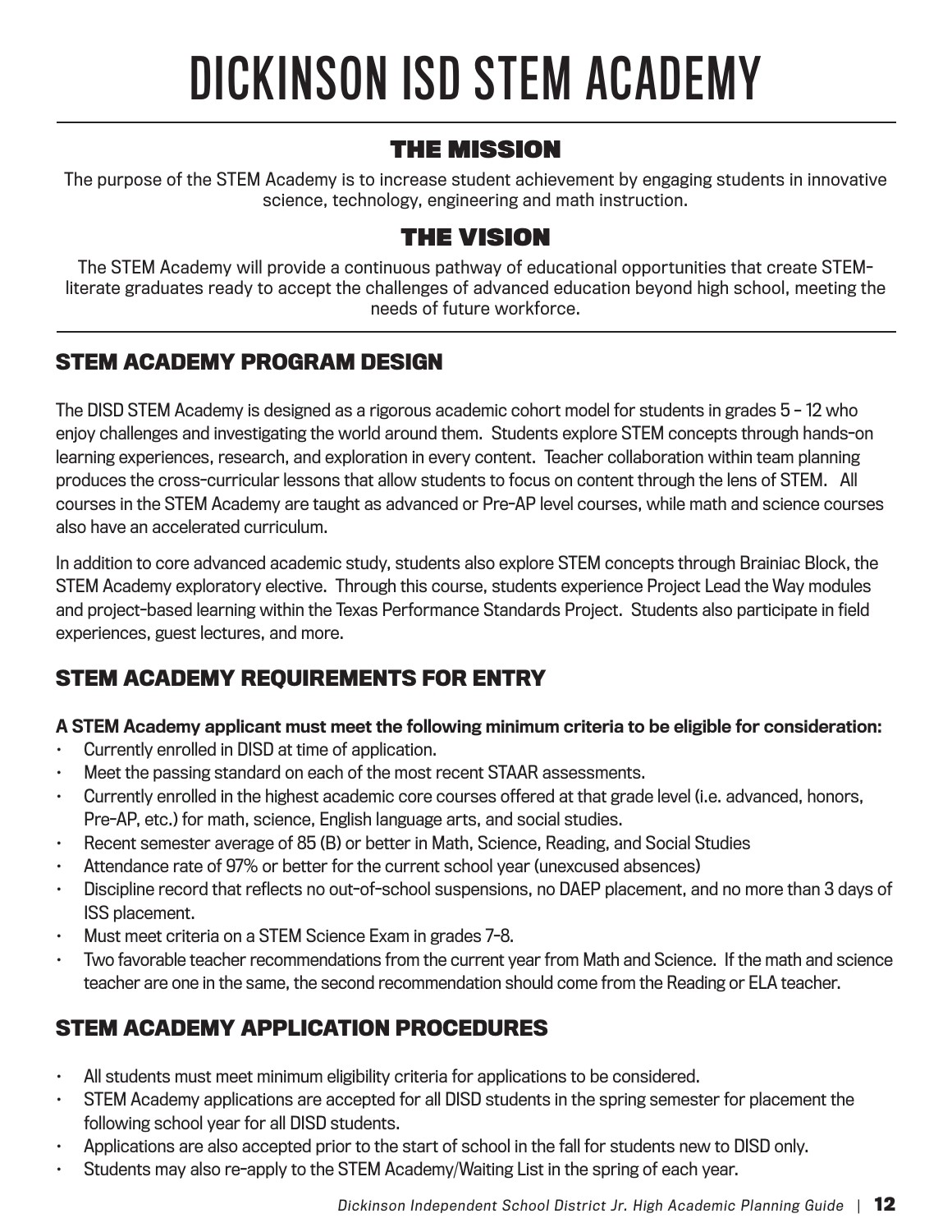# DICKINSON ISD STEM ACADEMY

## THE MISSION

The purpose of the STEM Academy is to increase student achievement by engaging students in innovative science, technology, engineering and math instruction.

## THE VISION

The STEM Academy will provide a continuous pathway of educational opportunities that create STEM-literate graduates ready to accept the challenges of advanced education beyond high school, meeting the needs of future workforce.

## STEM ACADEMY PROGRAM DESIGN

The DISD STEM Academy is designed as a rigorous academic cohort model for students in grades 5 – 12 who enjoy challenges and investigating the world around them. Students explore STEM concepts through hands-on learning experiences, research, and exploration in every content. Teacher collaboration within team planning produces the cross-curricular lessons that allow students to focus on content through the lens of STEM. All courses in the STEM Academy are taught as advanced or Pre-AP level courses, while math and science courses also have an accelerated curriculum.

In addition to core advanced academic study, students also explore STEM concepts through Brainiac Block, the STEM Academy exploratory elective. Through this course, students experience Project Lead the Way modules and project-based learning within the Texas Performance Standards Project. Students also participate in field experiences, guest lectures, and more.

## STEM ACADEMY REQUIREMENTS FOR ENTRY

**A STEM Academy applicant must meet the following minimum criteria to be eligible for consideration:**

- Currently enrolled in DISD at time of application.
- Meet the passing standard on each of the most recent STAAR assessments.
- Currently enrolled in the highest academic core courses offered at that grade level (i.e. advanced, honors, Pre-AP, etc.) for math, science, English language arts, and social studies.
- Recent semester average of 85 (B) or better in Math, Science, Reading, and Social Studies
- Attendance rate of 97% or better for the current school year (unexcused absences)
- Discipline record that reflects no out-of-school suspensions, no DAEP placement, and no more than 3 days of ISS placement.
- Must meet criteria on a STEM Science Exam in grades 7-8.
- Two favorable teacher recommendations from the current year from Math and Science. If the math and science teacher are one in the same, the second recommendation should come from the Reading or ELA teacher.

## STEM ACADEMY APPLICATION PROCEDURES

- All students must meet minimum eligibility criteria for applications to be considered.
- STEM Academy applications are accepted for all DISD students in the spring semester for placement the following school year for all DISD students.
- Applications are also accepted prior to the start of school in the fall for students new to DISD only.
- Students may also re-apply to the STEM Academy/Waiting List in the spring of each year.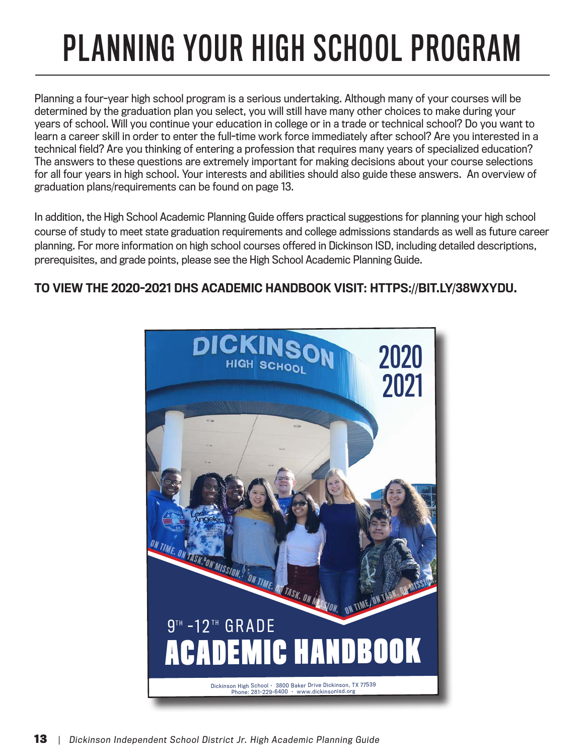# PLANNING YOUR HIGH SCHOOL PROGRAM

Planning a four-year high school program is a serious undertaking. Although many of your courses will be determined by the graduation plan you select, you will still have many other choices to make during your years of school. Will you continue your education in college or in a trade or technical school? Do you want to learn a career skill in order to enter the full-time work force immediately after school? Are you interested in a technical field? Are you thinking of entering a profession that requires many years of specialized education? The answers to these questions are extremely important for making decisions about your course selections for all four years in high school. Your interests and abilities should also guide these answers. An overview of graduation plans/requirements can be found on page 13.

In addition, the High School Academic Planning Guide offers practical suggestions for planning your high school course of study to meet state graduation requirements and college admissions standards as well as future career planning. For more information on high school courses offered in Dickinson ISD, including detailed descriptions, prerequisites, and grade points, please see the High School Academic Planning Guide.

**TO VIEW THE 2020-2021 DHS ACADEMIC HANDBOOK VISIT: HTTPS://BIT.LY/38WXYDU.**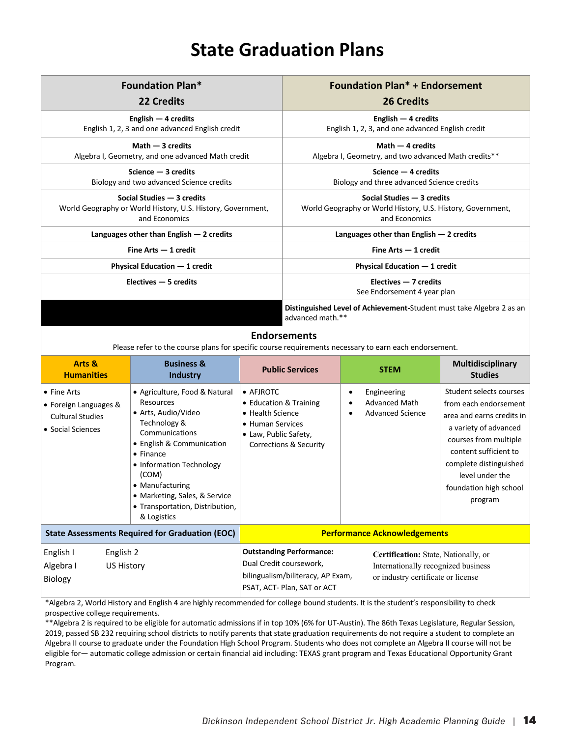# State Graduation Plans

| Foundation Plan* 22 Credits | Foundation Plan* + Endorsement 26 Credits |
|---|---|
| **English — 4 credits** English 1, 2, 3 and one advanced English credit | **English — 4 credits** English 1, 2, 3, and one advanced English credit |
| **Math — 3 credits** Algebra I, Geometry, and one advanced Math credit | **Math — 4 credits** Algebra I, Geometry, and two advanced Math credits** |
| **Science — 3 credits** Biology and two advanced Science credits | **Science — 4 credits** Biology and three advanced Science credits |
| **Social Studies — 3 credits** World Geography or World History, U.S. History, Government, and Economics | **Social Studies — 3 credits** World Geography or World History, U.S. History, Government, and Economics |
| **Languages other than English — 2 credits** | **Languages other than English — 2 credits** |
| **Fine Arts — 1 credit** | **Fine Arts — 1 credit** |
| **Physical Education — 1 credit** | **Physical Education — 1 credit** |
| **Electives — 5 credits** | **Electives — 7 credits** See Endorsement 4 year plan |
| | **Distinguished Level of Achievement**-Student must take Algebra 2 as an advanced math.** |

## Endorsements

Please refer to the course plans for specific course requirements necessary to earn each endorsement.

| Arts & Humanities | Business & Industry | Public Services | STEM | Multidisciplinary Studies |
|---|---|---|---|---|
| • Fine Arts<br>• Foreign Languages & Cultural Studies<br>• Social Sciences | • Agriculture, Food & Natural Resources<br>• Arts, Audio/Video Technology & Communications<br>• English & Communication<br>• Finance<br>• Information Technology (COM)<br>• Manufacturing<br>• Marketing, Sales, & Service<br>• Transportation, Distribution, & Logistics | • AFJROTC<br>• Education & Training<br>• Health Science<br>• Human Services<br>• Law, Public Safety, Corrections & Security | • Engineering<br>• Advanced Math<br>• Advanced Science | Student selects courses from each endorsement area and earns credits in a variety of advanced courses from multiple content sufficient to complete distinguished level under the foundation high school program |

| State Assessments Required for Graduation (EOC) | Performance Acknowledgements | |
|---|---|---|
| English I, English 2, Algebra I, US History, Biology | **Outstanding Performance:** Dual Credit coursework, bilingualism/biliteracy, AP Exam, PSAT, ACT- Plan, SAT or ACT | **Certification:** State, Nationally, or Internationally recognized business or industry certificate or license |

*Algebra 2, World History and English 4 are highly recommended for college bound students. It is the student's responsibility to check prospective college requirements.

**Algebra 2 is required to be eligible for automatic admissions if in top 10% (6% for UT-Austin). The 86th Texas Legislature, Regular Session, 2019, passed SB 232 requiring school districts to notify parents that state graduation requirements do not require a student to complete an Algebra II course to graduate under the Foundation High School Program. Students who does not complete an Algebra II course will not be eligible for— automatic college admission or certain financial aid including: TEXAS grant program and Texas Educational Opportunity Grant Program.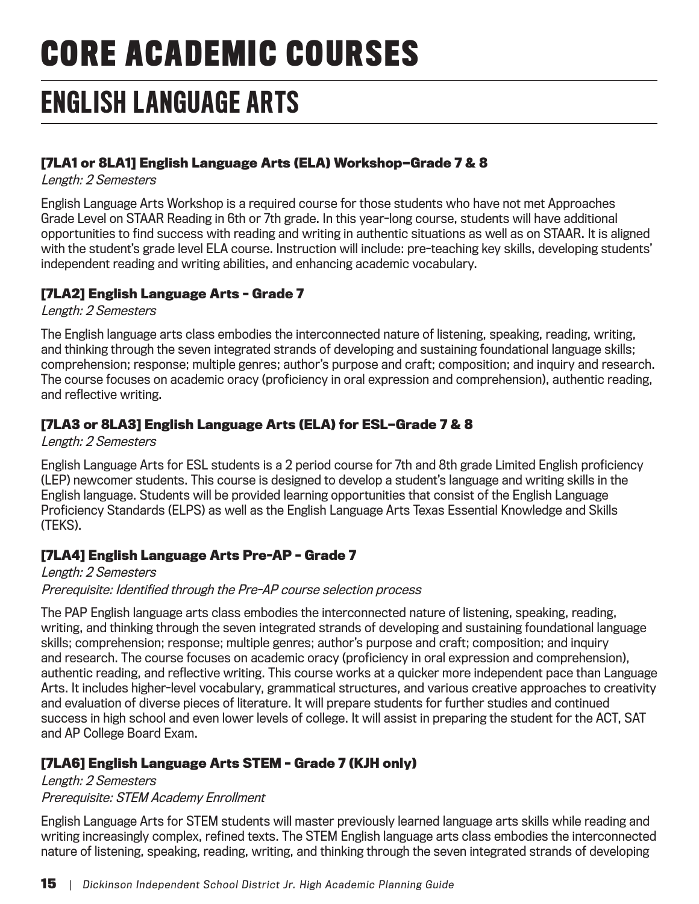# CORE ACADEMIC COURSES

## ENGLISH LANGUAGE ARTS

### [7LA1 or 8LA1] English Language Arts (ELA) Workshop–Grade 7 & 8

*Length: 2 Semesters*

English Language Arts Workshop is a required course for those students who have not met Approaches Grade Level on STAAR Reading in 6th or 7th grade. In this year-long course, students will have additional opportunities to find success with reading and writing in authentic situations as well as on STAAR. It is aligned with the student's grade level ELA course. Instruction will include: pre-teaching key skills, developing students' independent reading and writing abilities, and enhancing academic vocabulary.

### [7LA2] English Language Arts - Grade 7

*Length: 2 Semesters*

The English language arts class embodies the interconnected nature of listening, speaking, reading, writing, and thinking through the seven integrated strands of developing and sustaining foundational language skills; comprehension; response; multiple genres; author's purpose and craft; composition; and inquiry and research. The course focuses on academic oracy (proficiency in oral expression and comprehension), authentic reading, and reflective writing.

### [7LA3 or 8LA3] English Language Arts (ELA) for ESL–Grade 7 & 8

*Length: 2 Semesters*

English Language Arts for ESL students is a 2 period course for 7th and 8th grade Limited English proficiency (LEP) newcomer students. This course is designed to develop a student's language and writing skills in the English language. Students will be provided learning opportunities that consist of the English Language Proficiency Standards (ELPS) as well as the English Language Arts Texas Essential Knowledge and Skills (TEKS).

### [7LA4] English Language Arts Pre-AP - Grade 7

*Length: 2 Semesters*
*Prerequisite: Identified through the Pre-AP course selection process*

The PAP English language arts class embodies the interconnected nature of listening, speaking, reading, writing, and thinking through the seven integrated strands of developing and sustaining foundational language skills; comprehension; response; multiple genres; author's purpose and craft; composition; and inquiry and research. The course focuses on academic oracy (proficiency in oral expression and comprehension), authentic reading, and reflective writing. This course works at a quicker more independent pace than Language Arts. It includes higher-level vocabulary, grammatical structures, and various creative approaches to creativity and evaluation of diverse pieces of literature. It will prepare students for further studies and continued success in high school and even lower levels of college. It will assist in preparing the student for the ACT, SAT and AP College Board Exam.

### [7LA6] English Language Arts STEM - Grade 7 (KJH only)

*Length: 2 Semesters*
*Prerequisite: STEM Academy Enrollment*

English Language Arts for STEM students will master previously learned language arts skills while reading and writing increasingly complex, refined texts. The STEM English language arts class embodies the interconnected nature of listening, speaking, reading, writing, and thinking through the seven integrated strands of developing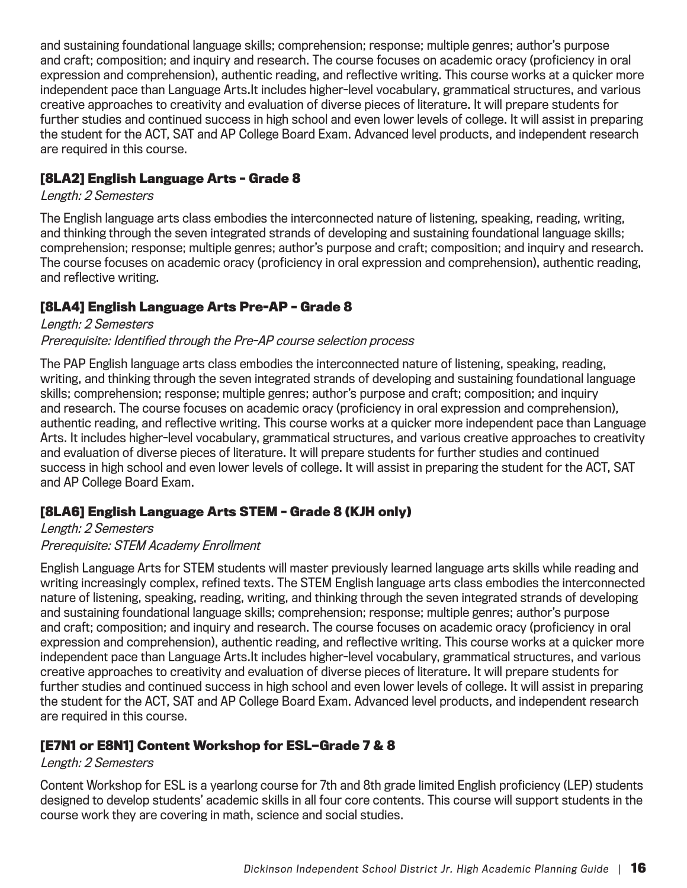and sustaining foundational language skills; comprehension; response; multiple genres; author's purpose and craft; composition; and inquiry and research. The course focuses on academic oracy (proficiency in oral expression and comprehension), authentic reading, and reflective writing. This course works at a quicker more independent pace than Language Arts.It includes higher-level vocabulary, grammatical structures, and various creative approaches to creativity and evaluation of diverse pieces of literature. It will prepare students for further studies and continued success in high school and even lower levels of college. It will assist in preparing the student for the ACT, SAT and AP College Board Exam. Advanced level products, and independent research are required in this course.

### [8LA2] English Language Arts - Grade 8

*Length: 2 Semesters*

The English language arts class embodies the interconnected nature of listening, speaking, reading, writing, and thinking through the seven integrated strands of developing and sustaining foundational language skills; comprehension; response; multiple genres; author's purpose and craft; composition; and inquiry and research. The course focuses on academic oracy (proficiency in oral expression and comprehension), authentic reading, and reflective writing.

### [8LA4] English Language Arts Pre-AP - Grade 8

*Length: 2 Semesters*
*Prerequisite: Identified through the Pre-AP course selection process*

The PAP English language arts class embodies the interconnected nature of listening, speaking, reading, writing, and thinking through the seven integrated strands of developing and sustaining foundational language skills; comprehension; response; multiple genres; author's purpose and craft; composition; and inquiry and research. The course focuses on academic oracy (proficiency in oral expression and comprehension), authentic reading, and reflective writing. This course works at a quicker more independent pace than Language Arts. It includes higher-level vocabulary, grammatical structures, and various creative approaches to creativity and evaluation of diverse pieces of literature. It will prepare students for further studies and continued success in high school and even lower levels of college. It will assist in preparing the student for the ACT, SAT and AP College Board Exam.

### [8LA6] English Language Arts STEM - Grade 8 (KJH only)

*Length: 2 Semesters*
*Prerequisite: STEM Academy Enrollment*

English Language Arts for STEM students will master previously learned language arts skills while reading and writing increasingly complex, refined texts. The STEM English language arts class embodies the interconnected nature of listening, speaking, reading, writing, and thinking through the seven integrated strands of developing and sustaining foundational language skills; comprehension; response; multiple genres; author's purpose and craft; composition; and inquiry and research. The course focuses on academic oracy (proficiency in oral expression and comprehension), authentic reading, and reflective writing. This course works at a quicker more independent pace than Language Arts.It includes higher-level vocabulary, grammatical structures, and various creative approaches to creativity and evaluation of diverse pieces of literature. It will prepare students for further studies and continued success in high school and even lower levels of college. It will assist in preparing the student for the ACT, SAT and AP College Board Exam. Advanced level products, and independent research are required in this course.

### [E7N1 or E8N1] Content Workshop for ESL–Grade 7 & 8

*Length: 2 Semesters*

Content Workshop for ESL is a yearlong course for 7th and 8th grade limited English proficiency (LEP) students designed to develop students' academic skills in all four core contents. This course will support students in the course work they are covering in math, science and social studies.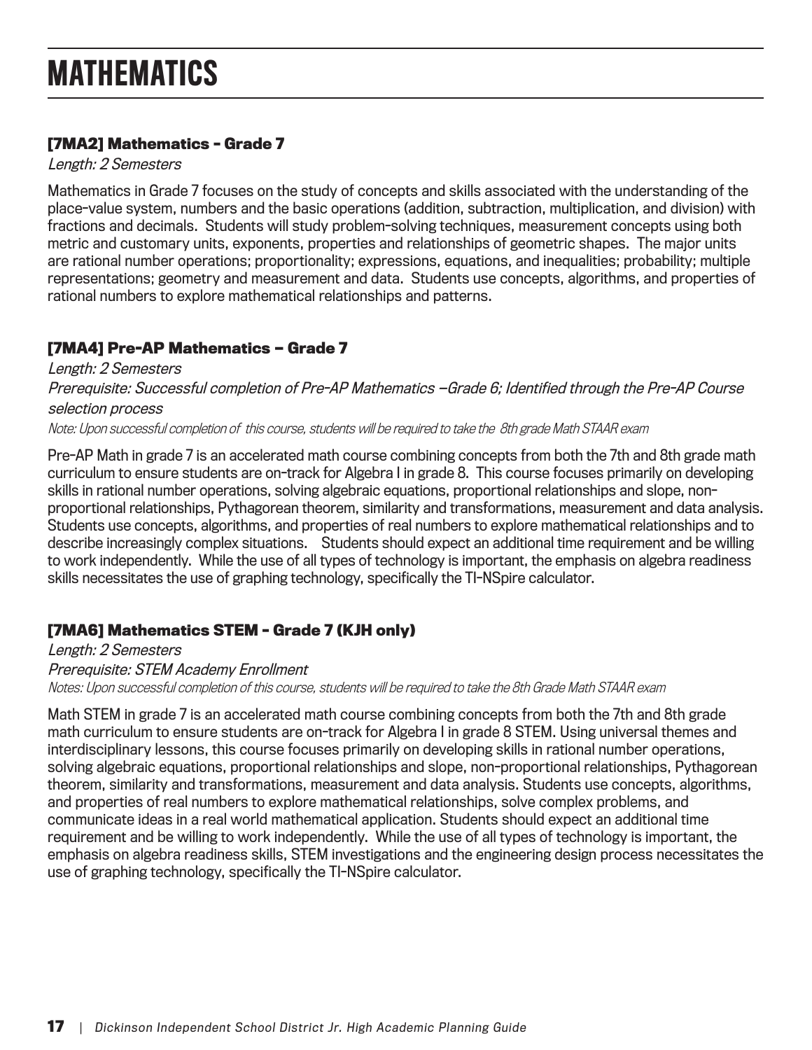# MATHEMATICS

### [7MA2] Mathematics - Grade 7

*Length: 2 Semesters*

Mathematics in Grade 7 focuses on the study of concepts and skills associated with the understanding of the place-value system, numbers and the basic operations (addition, subtraction, multiplication, and division) with fractions and decimals. Students will study problem-solving techniques, measurement concepts using both metric and customary units, exponents, properties and relationships of geometric shapes. The major units are rational number operations; proportionality; expressions, equations, and inequalities; probability; multiple representations; geometry and measurement and data. Students use concepts, algorithms, and properties of rational numbers to explore mathematical relationships and patterns.

### [7MA4] Pre-AP Mathematics – Grade 7

*Length: 2 Semesters*

*Prerequisite: Successful completion of Pre-AP Mathematics –Grade 6; Identified through the Pre-AP Course selection process*

*Note: Upon successful completion of this course, students will be required to take the 8th grade Math STAAR exam*

Pre-AP Math in grade 7 is an accelerated math course combining concepts from both the 7th and 8th grade math curriculum to ensure students are on-track for Algebra I in grade 8. This course focuses primarily on developing skills in rational number operations, solving algebraic equations, proportional relationships and slope, non-proportional relationships, Pythagorean theorem, similarity and transformations, measurement and data analysis. Students use concepts, algorithms, and properties of real numbers to explore mathematical relationships and to describe increasingly complex situations. Students should expect an additional time requirement and be willing to work independently. While the use of all types of technology is important, the emphasis on algebra readiness skills necessitates the use of graphing technology, specifically the TI-NSpire calculator.

### [7MA6] Mathematics STEM - Grade 7 (KJH only)

*Length: 2 Semesters*

*Prerequisite: STEM Academy Enrollment*

*Notes: Upon successful completion of this course, students will be required to take the 8th Grade Math STAAR exam*

Math STEM in grade 7 is an accelerated math course combining concepts from both the 7th and 8th grade math curriculum to ensure students are on-track for Algebra I in grade 8 STEM. Using universal themes and interdisciplinary lessons, this course focuses primarily on developing skills in rational number operations, solving algebraic equations, proportional relationships and slope, non-proportional relationships, Pythagorean theorem, similarity and transformations, measurement and data analysis. Students use concepts, algorithms, and properties of real numbers to explore mathematical relationships, solve complex problems, and communicate ideas in a real world mathematical application. Students should expect an additional time requirement and be willing to work independently. While the use of all types of technology is important, the emphasis on algebra readiness skills, STEM investigations and the engineering design process necessitates the use of graphing technology, specifically the TI-NSpire calculator.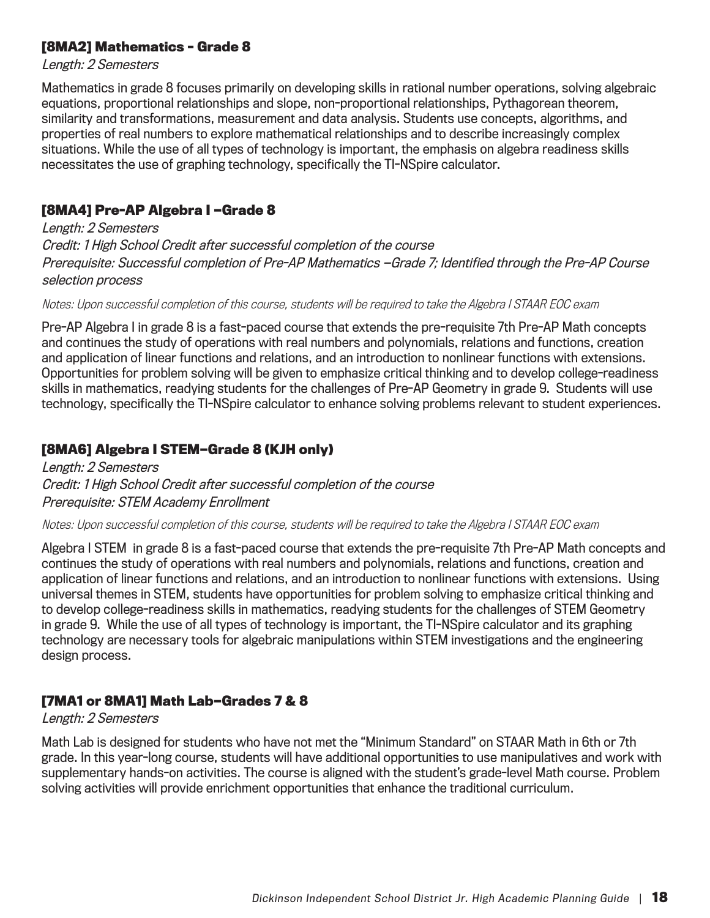### [8MA2] Mathematics - Grade 8

*Length: 2 Semesters*

Mathematics in grade 8 focuses primarily on developing skills in rational number operations, solving algebraic equations, proportional relationships and slope, non-proportional relationships, Pythagorean theorem, similarity and transformations, measurement and data analysis. Students use concepts, algorithms, and properties of real numbers to explore mathematical relationships and to describe increasingly complex situations. While the use of all types of technology is important, the emphasis on algebra readiness skills necessitates the use of graphing technology, specifically the TI-NSpire calculator.

### [8MA4] Pre-AP Algebra I –Grade 8

*Length: 2 Semesters*
*Credit: 1 High School Credit after successful completion of the course*
*Prerequisite: Successful completion of Pre-AP Mathematics –Grade 7; Identified through the Pre-AP Course selection process*

*Notes: Upon successful completion of this course, students will be required to take the Algebra I STAAR EOC exam*

Pre-AP Algebra I in grade 8 is a fast-paced course that extends the pre-requisite 7th Pre-AP Math concepts and continues the study of operations with real numbers and polynomials, relations and functions, creation and application of linear functions and relations, and an introduction to nonlinear functions with extensions. Opportunities for problem solving will be given to emphasize critical thinking and to develop college-readiness skills in mathematics, readying students for the challenges of Pre-AP Geometry in grade 9. Students will use technology, specifically the TI-NSpire calculator to enhance solving problems relevant to student experiences.

### [8MA6] Algebra I STEM–Grade 8 (KJH only)

*Length: 2 Semesters*
*Credit: 1 High School Credit after successful completion of the course*
*Prerequisite: STEM Academy Enrollment*

*Notes: Upon successful completion of this course, students will be required to take the Algebra I STAAR EOC exam*

Algebra I STEM in grade 8 is a fast-paced course that extends the pre-requisite 7th Pre-AP Math concepts and continues the study of operations with real numbers and polynomials, relations and functions, creation and application of linear functions and relations, and an introduction to nonlinear functions with extensions. Using universal themes in STEM, students have opportunities for problem solving to emphasize critical thinking and to develop college-readiness skills in mathematics, readying students for the challenges of STEM Geometry in grade 9. While the use of all types of technology is important, the TI-NSpire calculator and its graphing technology are necessary tools for algebraic manipulations within STEM investigations and the engineering design process.

### [7MA1 or 8MA1] Math Lab–Grades 7 & 8

*Length: 2 Semesters*

Math Lab is designed for students who have not met the "Minimum Standard" on STAAR Math in 6th or 7th grade. In this year-long course, students will have additional opportunities to use manipulatives and work with supplementary hands-on activities. The course is aligned with the student's grade-level Math course. Problem solving activities will provide enrichment opportunities that enhance the traditional curriculum.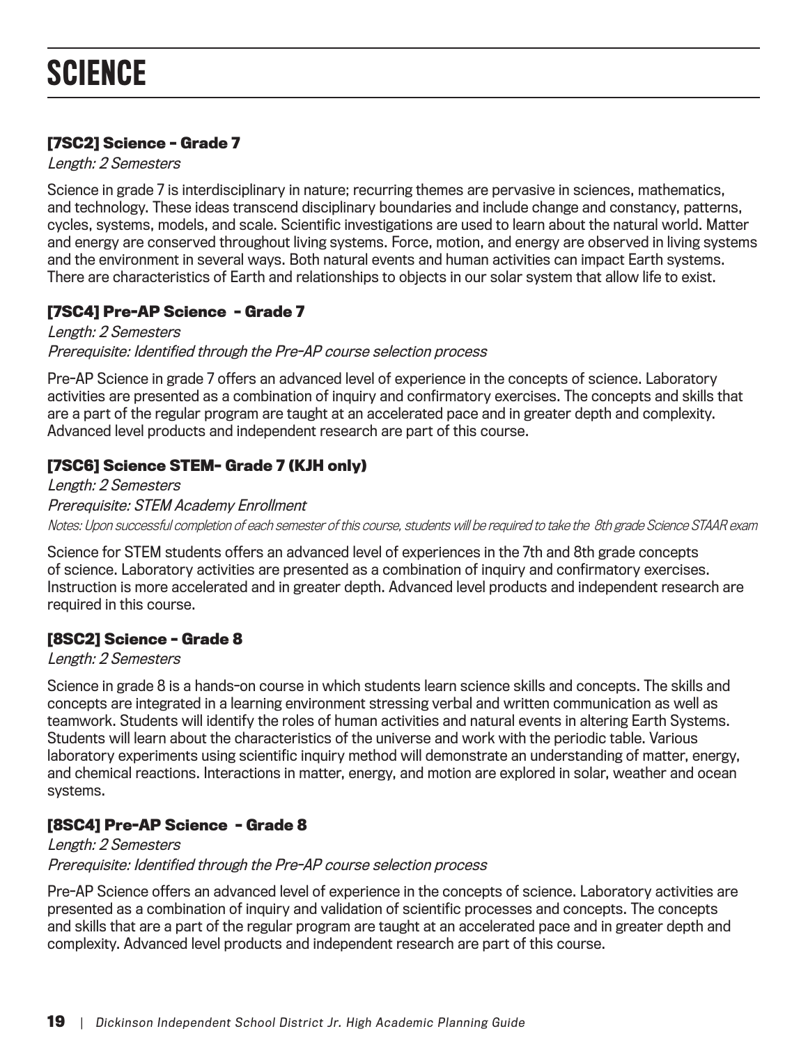# SCIENCE

### [7SC2] Science - Grade 7

*Length: 2 Semesters*

Science in grade 7 is interdisciplinary in nature; recurring themes are pervasive in sciences, mathematics, and technology. These ideas transcend disciplinary boundaries and include change and constancy, patterns, cycles, systems, models, and scale. Scientific investigations are used to learn about the natural world. Matter and energy are conserved throughout living systems. Force, motion, and energy are observed in living systems and the environment in several ways. Both natural events and human activities can impact Earth systems. There are characteristics of Earth and relationships to objects in our solar system that allow life to exist.

### [7SC4] Pre-AP Science - Grade 7

*Length: 2 Semesters*
*Prerequisite: Identified through the Pre-AP course selection process*

Pre-AP Science in grade 7 offers an advanced level of experience in the concepts of science. Laboratory activities are presented as a combination of inquiry and confirmatory exercises. The concepts and skills that are a part of the regular program are taught at an accelerated pace and in greater depth and complexity. Advanced level products and independent research are part of this course.

### [7SC6] Science STEM- Grade 7 (KJH only)

*Length: 2 Semesters*
*Prerequisite: STEM Academy Enrollment*
*Notes: Upon successful completion of each semester of this course, students will be required to take the 8th grade Science STAAR exam*

Science for STEM students offers an advanced level of experiences in the 7th and 8th grade concepts of science. Laboratory activities are presented as a combination of inquiry and confirmatory exercises. Instruction is more accelerated and in greater depth. Advanced level products and independent research are required in this course.

### [8SC2] Science - Grade 8

*Length: 2 Semesters*

Science in grade 8 is a hands-on course in which students learn science skills and concepts. The skills and concepts are integrated in a learning environment stressing verbal and written communication as well as teamwork. Students will identify the roles of human activities and natural events in altering Earth Systems. Students will learn about the characteristics of the universe and work with the periodic table. Various laboratory experiments using scientific inquiry method will demonstrate an understanding of matter, energy, and chemical reactions. Interactions in matter, energy, and motion are explored in solar, weather and ocean systems.

### [8SC4] Pre-AP Science - Grade 8

*Length: 2 Semesters*
*Prerequisite: Identified through the Pre-AP course selection process*

Pre-AP Science offers an advanced level of experience in the concepts of science. Laboratory activities are presented as a combination of inquiry and validation of scientific processes and concepts. The concepts and skills that are a part of the regular program are taught at an accelerated pace and in greater depth and complexity. Advanced level products and independent research are part of this course.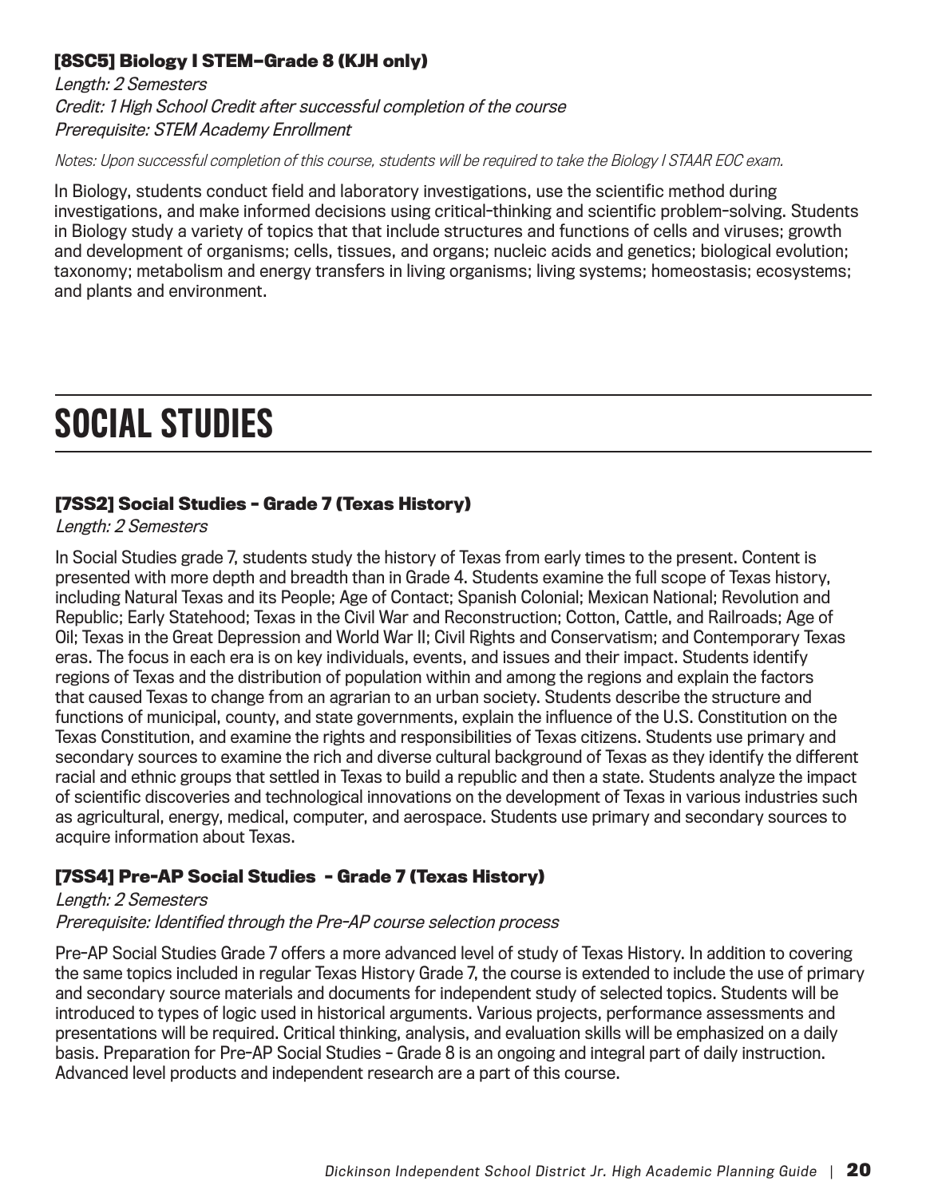### [8SC5] Biology I STEM–Grade 8 (KJH only)

*Length: 2 Semesters*
*Credit: 1 High School Credit after successful completion of the course*
*Prerequisite: STEM Academy Enrollment*

*Notes: Upon successful completion of this course, students will be required to take the Biology I STAAR EOC exam.*

In Biology, students conduct field and laboratory investigations, use the scientific method during investigations, and make informed decisions using critical-thinking and scientific problem-solving. Students in Biology study a variety of topics that that include structures and functions of cells and viruses; growth and development of organisms; cells, tissues, and organs; nucleic acids and genetics; biological evolution; taxonomy; metabolism and energy transfers in living organisms; living systems; homeostasis; ecosystems; and plants and environment.

# SOCIAL STUDIES

### [7SS2] Social Studies - Grade 7 (Texas History)

*Length: 2 Semesters*

In Social Studies grade 7, students study the history of Texas from early times to the present. Content is presented with more depth and breadth than in Grade 4. Students examine the full scope of Texas history, including Natural Texas and its People; Age of Contact; Spanish Colonial; Mexican National; Revolution and Republic; Early Statehood; Texas in the Civil War and Reconstruction; Cotton, Cattle, and Railroads; Age of Oil; Texas in the Great Depression and World War II; Civil Rights and Conservatism; and Contemporary Texas eras. The focus in each era is on key individuals, events, and issues and their impact. Students identify regions of Texas and the distribution of population within and among the regions and explain the factors that caused Texas to change from an agrarian to an urban society. Students describe the structure and functions of municipal, county, and state governments, explain the influence of the U.S. Constitution on the Texas Constitution, and examine the rights and responsibilities of Texas citizens. Students use primary and secondary sources to examine the rich and diverse cultural background of Texas as they identify the different racial and ethnic groups that settled in Texas to build a republic and then a state. Students analyze the impact of scientific discoveries and technological innovations on the development of Texas in various industries such as agricultural, energy, medical, computer, and aerospace. Students use primary and secondary sources to acquire information about Texas.

### [7SS4] Pre-AP Social Studies - Grade 7 (Texas History)

*Length: 2 Semesters*
*Prerequisite: Identified through the Pre-AP course selection process*

Pre-AP Social Studies Grade 7 offers a more advanced level of study of Texas History. In addition to covering the same topics included in regular Texas History Grade 7, the course is extended to include the use of primary and secondary source materials and documents for independent study of selected topics. Students will be introduced to types of logic used in historical arguments. Various projects, performance assessments and presentations will be required. Critical thinking, analysis, and evaluation skills will be emphasized on a daily basis. Preparation for Pre-AP Social Studies – Grade 8 is an ongoing and integral part of daily instruction. Advanced level products and independent research are a part of this course.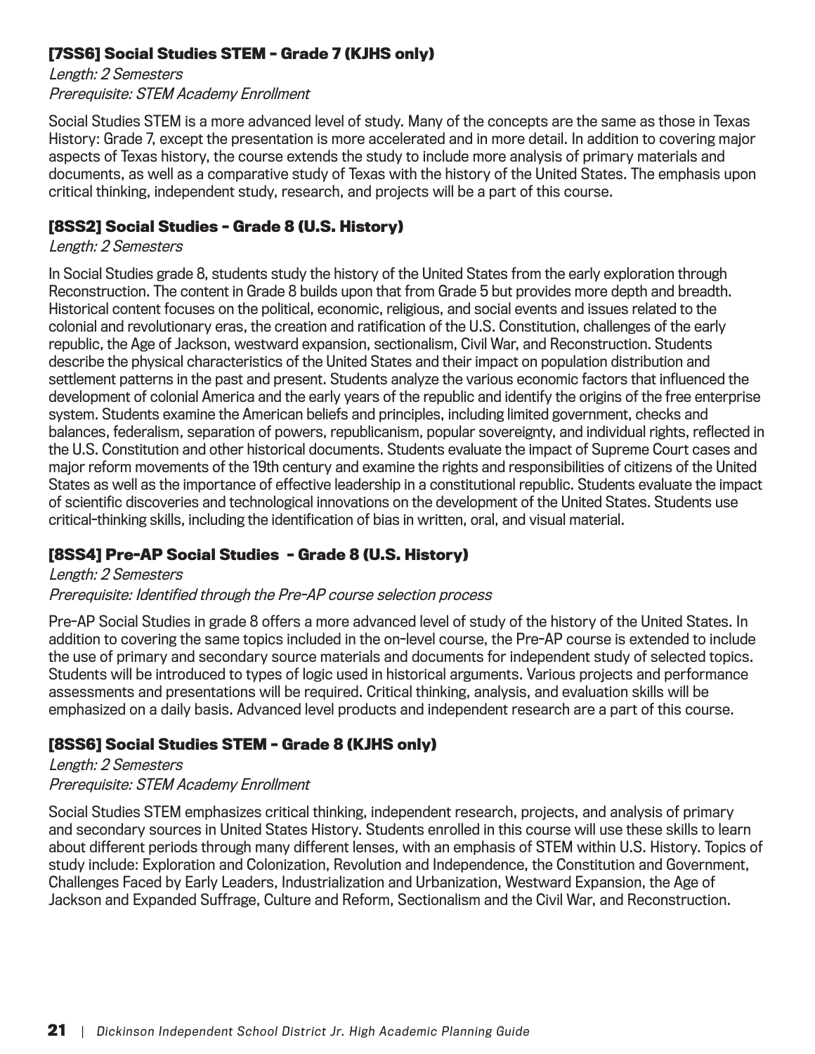### [7SS6] Social Studies STEM - Grade 7 (KJHS only)

*Length: 2 Semesters*
*Prerequisite: STEM Academy Enrollment*

Social Studies STEM is a more advanced level of study. Many of the concepts are the same as those in Texas History: Grade 7, except the presentation is more accelerated and in more detail. In addition to covering major aspects of Texas history, the course extends the study to include more analysis of primary materials and documents, as well as a comparative study of Texas with the history of the United States. The emphasis upon critical thinking, independent study, research, and projects will be a part of this course.

### [8SS2] Social Studies - Grade 8 (U.S. History)

*Length: 2 Semesters*

In Social Studies grade 8, students study the history of the United States from the early exploration through Reconstruction. The content in Grade 8 builds upon that from Grade 5 but provides more depth and breadth. Historical content focuses on the political, economic, religious, and social events and issues related to the colonial and revolutionary eras, the creation and ratification of the U.S. Constitution, challenges of the early republic, the Age of Jackson, westward expansion, sectionalism, Civil War, and Reconstruction. Students describe the physical characteristics of the United States and their impact on population distribution and settlement patterns in the past and present. Students analyze the various economic factors that influenced the development of colonial America and the early years of the republic and identify the origins of the free enterprise system. Students examine the American beliefs and principles, including limited government, checks and balances, federalism, separation of powers, republicanism, popular sovereignty, and individual rights, reflected in the U.S. Constitution and other historical documents. Students evaluate the impact of Supreme Court cases and major reform movements of the 19th century and examine the rights and responsibilities of citizens of the United States as well as the importance of effective leadership in a constitutional republic. Students evaluate the impact of scientific discoveries and technological innovations on the development of the United States. Students use critical-thinking skills, including the identification of bias in written, oral, and visual material.

### [8SS4] Pre-AP Social Studies - Grade 8 (U.S. History)

*Length: 2 Semesters*
*Prerequisite: Identified through the Pre-AP course selection process*

Pre-AP Social Studies in grade 8 offers a more advanced level of study of the history of the United States. In addition to covering the same topics included in the on-level course, the Pre-AP course is extended to include the use of primary and secondary source materials and documents for independent study of selected topics. Students will be introduced to types of logic used in historical arguments. Various projects and performance assessments and presentations will be required. Critical thinking, analysis, and evaluation skills will be emphasized on a daily basis. Advanced level products and independent research are a part of this course.

### [8SS6] Social Studies STEM - Grade 8 (KJHS only)

*Length: 2 Semesters*
*Prerequisite: STEM Academy Enrollment*

Social Studies STEM emphasizes critical thinking, independent research, projects, and analysis of primary and secondary sources in United States History. Students enrolled in this course will use these skills to learn about different periods through many different lenses, with an emphasis of STEM within U.S. History. Topics of study include: Exploration and Colonization, Revolution and Independence, the Constitution and Government, Challenges Faced by Early Leaders, Industrialization and Urbanization, Westward Expansion, the Age of Jackson and Expanded Suffrage, Culture and Reform, Sectionalism and the Civil War, and Reconstruction.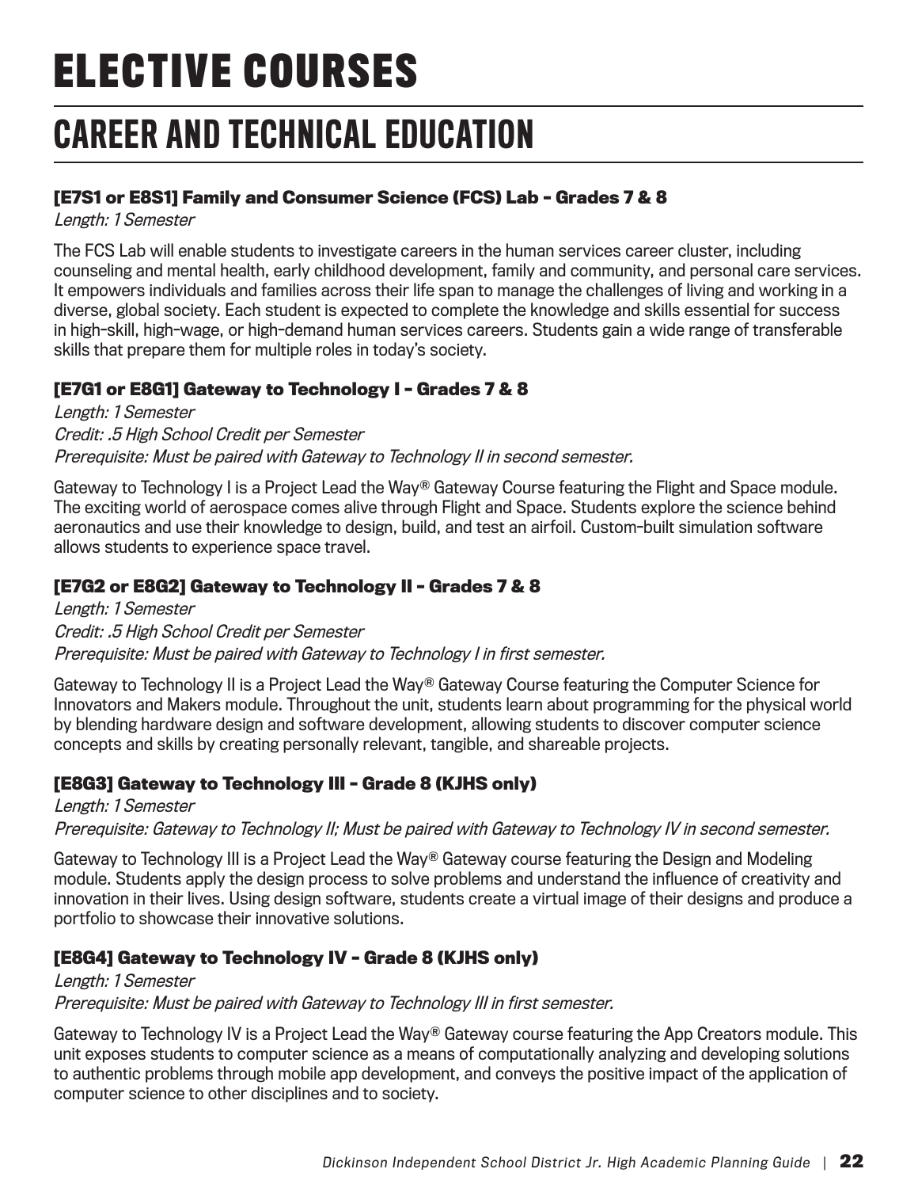# ELECTIVE COURSES

## CAREER AND TECHNICAL EDUCATION

### [E7S1 or E8S1] Family and Consumer Science (FCS) Lab - Grades 7 & 8

*Length: 1 Semester*

The FCS Lab will enable students to investigate careers in the human services career cluster, including counseling and mental health, early childhood development, family and community, and personal care services. It empowers individuals and families across their life span to manage the challenges of living and working in a diverse, global society. Each student is expected to complete the knowledge and skills essential for success in high-skill, high-wage, or high-demand human services careers. Students gain a wide range of transferable skills that prepare them for multiple roles in today's society.

### [E7G1 or E8G1] Gateway to Technology I - Grades 7 & 8

*Length: 1 Semester*
*Credit: .5 High School Credit per Semester*
*Prerequisite: Must be paired with Gateway to Technology II in second semester.*

Gateway to Technology I is a Project Lead the Way® Gateway Course featuring the Flight and Space module. The exciting world of aerospace comes alive through Flight and Space. Students explore the science behind aeronautics and use their knowledge to design, build, and test an airfoil. Custom-built simulation software allows students to experience space travel.

### [E7G2 or E8G2] Gateway to Technology II - Grades 7 & 8

*Length: 1 Semester*
*Credit: .5 High School Credit per Semester*
*Prerequisite: Must be paired with Gateway to Technology I in first semester.*

Gateway to Technology II is a Project Lead the Way® Gateway Course featuring the Computer Science for Innovators and Makers module. Throughout the unit, students learn about programming for the physical world by blending hardware design and software development, allowing students to discover computer science concepts and skills by creating personally relevant, tangible, and shareable projects.

### [E8G3] Gateway to Technology III - Grade 8 (KJHS only)

*Length: 1 Semester*
*Prerequisite: Gateway to Technology II; Must be paired with Gateway to Technology IV in second semester.*

Gateway to Technology III is a Project Lead the Way® Gateway course featuring the Design and Modeling module. Students apply the design process to solve problems and understand the influence of creativity and innovation in their lives. Using design software, students create a virtual image of their designs and produce a portfolio to showcase their innovative solutions.

### [E8G4] Gateway to Technology IV - Grade 8 (KJHS only)

*Length: 1 Semester*
*Prerequisite: Must be paired with Gateway to Technology III in first semester.*

Gateway to Technology IV is a Project Lead the Way® Gateway course featuring the App Creators module. This unit exposes students to computer science as a means of computationally analyzing and developing solutions to authentic problems through mobile app development, and conveys the positive impact of the application of computer science to other disciplines and to society.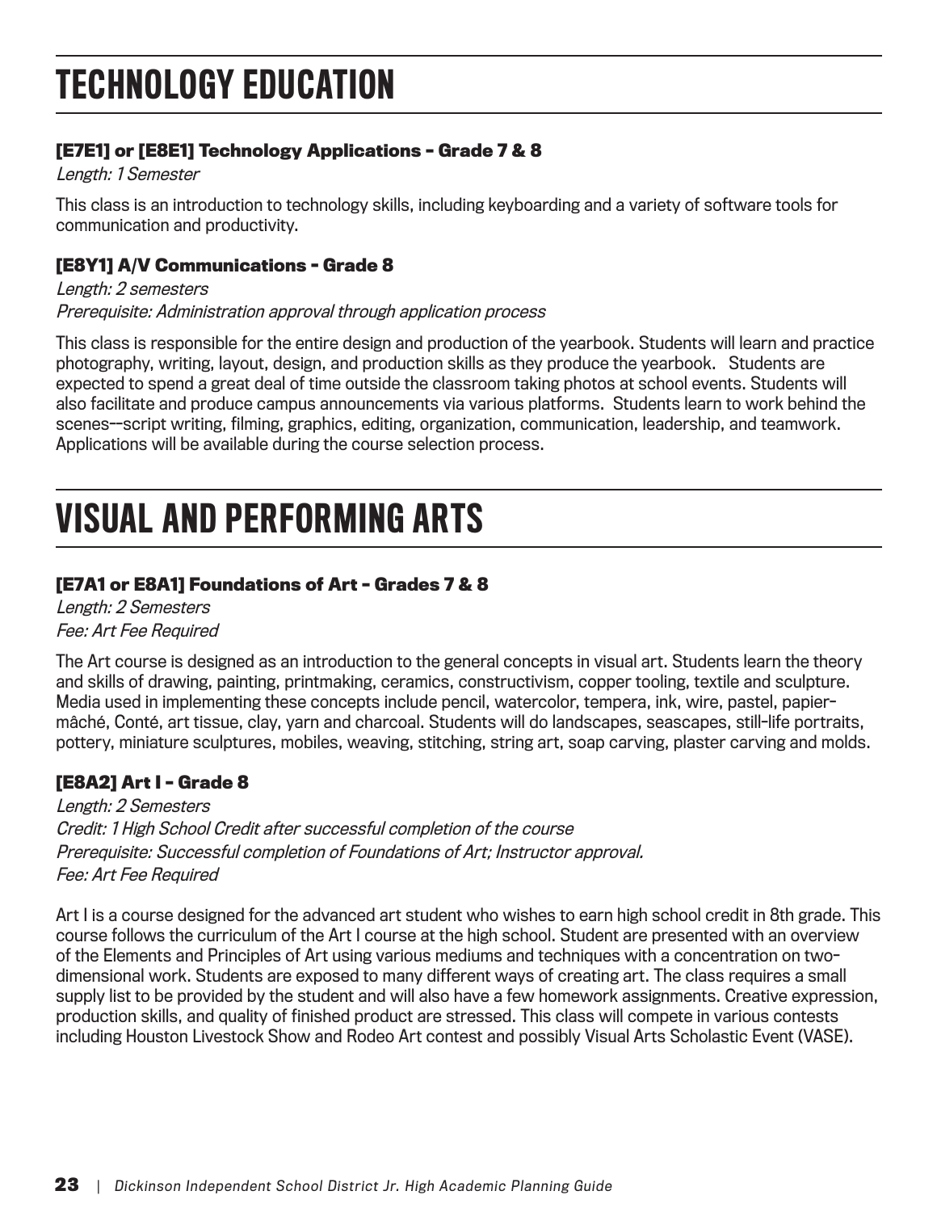# TECHNOLOGY EDUCATION

### [E7E1] or [E8E1] Technology Applications - Grade 7 & 8

*Length: 1 Semester*

This class is an introduction to technology skills, including keyboarding and a variety of software tools for communication and productivity.

### [E8Y1] A/V Communications - Grade 8

*Length: 2 semesters*
*Prerequisite: Administration approval through application process*

This class is responsible for the entire design and production of the yearbook. Students will learn and practice photography, writing, layout, design, and production skills as they produce the yearbook. Students are expected to spend a great deal of time outside the classroom taking photos at school events. Students will also facilitate and produce campus announcements via various platforms. Students learn to work behind the scenes--script writing, filming, graphics, editing, organization, communication, leadership, and teamwork. Applications will be available during the course selection process.

# VISUAL AND PERFORMING ARTS

### [E7A1 or E8A1] Foundations of Art - Grades 7 & 8

*Length: 2 Semesters*
*Fee: Art Fee Required*

The Art course is designed as an introduction to the general concepts in visual art. Students learn the theory and skills of drawing, painting, printmaking, ceramics, constructivism, copper tooling, textile and sculpture. Media used in implementing these concepts include pencil, watercolor, tempera, ink, wire, pastel, papier-mâché, Conté, art tissue, clay, yarn and charcoal. Students will do landscapes, seascapes, still-life portraits, pottery, miniature sculptures, mobiles, weaving, stitching, string art, soap carving, plaster carving and molds.

### [E8A2] Art I - Grade 8

*Length: 2 Semesters*
*Credit: 1 High School Credit after successful completion of the course*
*Prerequisite: Successful completion of Foundations of Art; Instructor approval.*
*Fee: Art Fee Required*

Art I is a course designed for the advanced art student who wishes to earn high school credit in 8th grade. This course follows the curriculum of the Art I course at the high school. Student are presented with an overview of the Elements and Principles of Art using various mediums and techniques with a concentration on two-dimensional work. Students are exposed to many different ways of creating art. The class requires a small supply list to be provided by the student and will also have a few homework assignments. Creative expression, production skills, and quality of finished product are stressed. This class will compete in various contests including Houston Livestock Show and Rodeo Art contest and possibly Visual Arts Scholastic Event (VASE).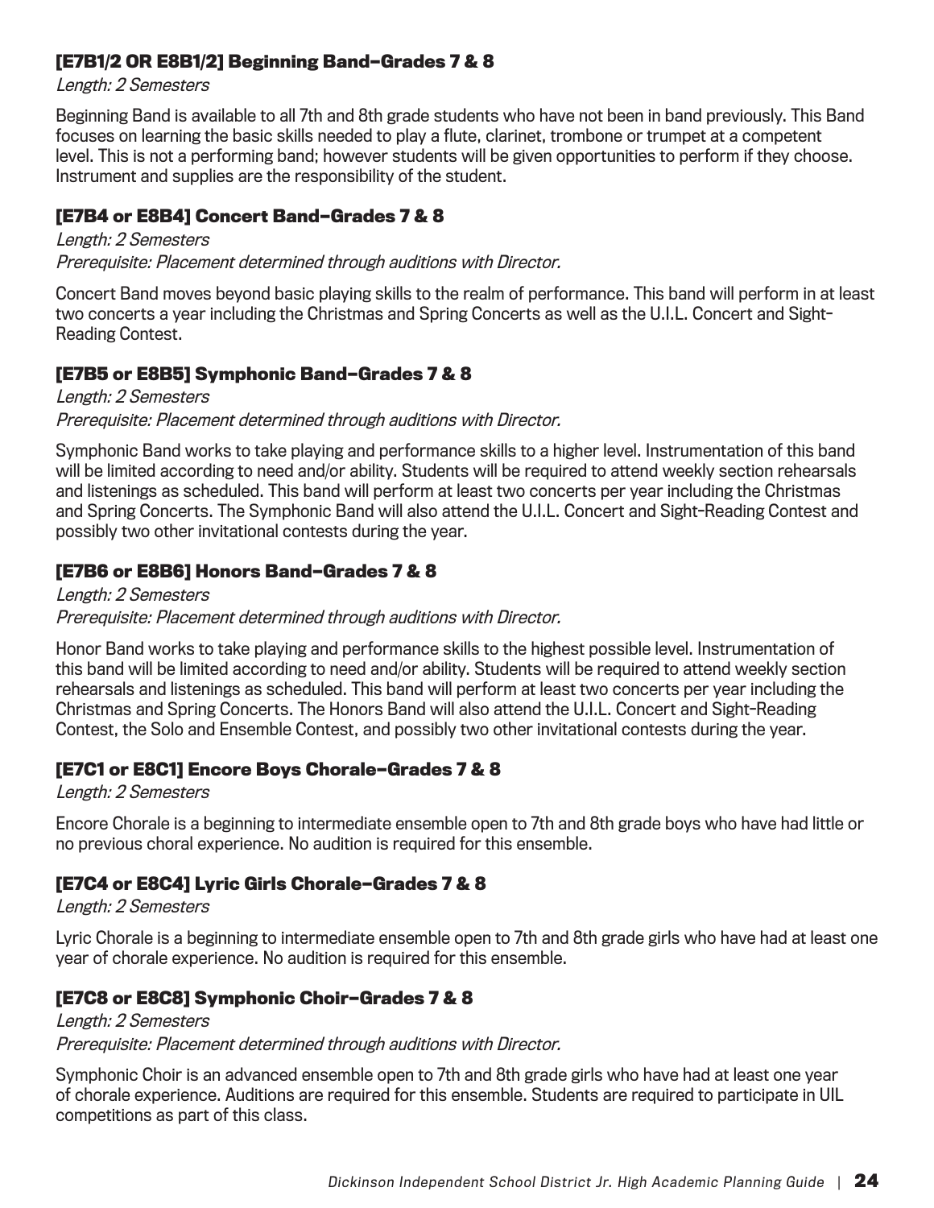### [E7B1/2 OR E8B1/2] Beginning Band–Grades 7 & 8

*Length: 2 Semesters*

Beginning Band is available to all 7th and 8th grade students who have not been in band previously. This Band focuses on learning the basic skills needed to play a flute, clarinet, trombone or trumpet at a competent level. This is not a performing band; however students will be given opportunities to perform if they choose. Instrument and supplies are the responsibility of the student.

### [E7B4 or E8B4] Concert Band–Grades 7 & 8

*Length: 2 Semesters*

*Prerequisite: Placement determined through auditions with Director.*

Concert Band moves beyond basic playing skills to the realm of performance. This band will perform in at least two concerts a year including the Christmas and Spring Concerts as well as the U.I.L. Concert and Sight-Reading Contest.

### [E7B5 or E8B5] Symphonic Band–Grades 7 & 8

*Length: 2 Semesters*

*Prerequisite: Placement determined through auditions with Director.*

Symphonic Band works to take playing and performance skills to a higher level. Instrumentation of this band will be limited according to need and/or ability. Students will be required to attend weekly section rehearsals and listenings as scheduled. This band will perform at least two concerts per year including the Christmas and Spring Concerts. The Symphonic Band will also attend the U.I.L. Concert and Sight-Reading Contest and possibly two other invitational contests during the year.

### [E7B6 or E8B6] Honors Band–Grades 7 & 8

*Length: 2 Semesters*

*Prerequisite: Placement determined through auditions with Director.*

Honor Band works to take playing and performance skills to the highest possible level. Instrumentation of this band will be limited according to need and/or ability. Students will be required to attend weekly section rehearsals and listenings as scheduled. This band will perform at least two concerts per year including the Christmas and Spring Concerts. The Honors Band will also attend the U.I.L. Concert and Sight-Reading Contest, the Solo and Ensemble Contest, and possibly two other invitational contests during the year.

### [E7C1 or E8C1] Encore Boys Chorale–Grades 7 & 8

*Length: 2 Semesters*

Encore Chorale is a beginning to intermediate ensemble open to 7th and 8th grade boys who have had little or no previous choral experience. No audition is required for this ensemble.

### [E7C4 or E8C4] Lyric Girls Chorale–Grades 7 & 8

*Length: 2 Semesters*

Lyric Chorale is a beginning to intermediate ensemble open to 7th and 8th grade girls who have had at least one year of chorale experience. No audition is required for this ensemble.

### [E7C8 or E8C8] Symphonic Choir–Grades 7 & 8

*Length: 2 Semesters*

*Prerequisite: Placement determined through auditions with Director.*

Symphonic Choir is an advanced ensemble open to 7th and 8th grade girls who have had at least one year of chorale experience. Auditions are required for this ensemble. Students are required to participate in UIL competitions as part of this class.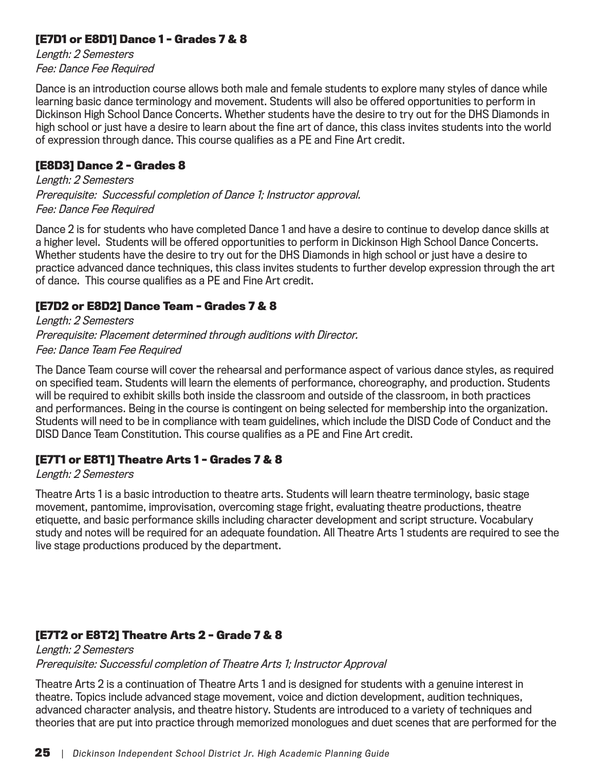### [E7D1 or E8D1] Dance 1 - Grades 7 & 8

*Length: 2 Semesters*
*Fee: Dance Fee Required*

Dance is an introduction course allows both male and female students to explore many styles of dance while learning basic dance terminology and movement. Students will also be offered opportunities to perform in Dickinson High School Dance Concerts. Whether students have the desire to try out for the DHS Diamonds in high school or just have a desire to learn about the fine art of dance, this class invites students into the world of expression through dance. This course qualifies as a PE and Fine Art credit.

### [E8D3] Dance 2 - Grades 8

*Length: 2 Semesters*
*Prerequisite: Successful completion of Dance 1; Instructor approval.*
*Fee: Dance Fee Required*

Dance 2 is for students who have completed Dance 1 and have a desire to continue to develop dance skills at a higher level. Students will be offered opportunities to perform in Dickinson High School Dance Concerts. Whether students have the desire to try out for the DHS Diamonds in high school or just have a desire to practice advanced dance techniques, this class invites students to further develop expression through the art of dance. This course qualifies as a PE and Fine Art credit.

### [E7D2 or E8D2] Dance Team - Grades 7 & 8

*Length: 2 Semesters*
*Prerequisite: Placement determined through auditions with Director.*
*Fee: Dance Team Fee Required*

The Dance Team course will cover the rehearsal and performance aspect of various dance styles, as required on specified team. Students will learn the elements of performance, choreography, and production. Students will be required to exhibit skills both inside the classroom and outside of the classroom, in both practices and performances. Being in the course is contingent on being selected for membership into the organization. Students will need to be in compliance with team guidelines, which include the DISD Code of Conduct and the DISD Dance Team Constitution. This course qualifies as a PE and Fine Art credit.

### [E7T1 or E8T1] Theatre Arts 1 - Grades 7 & 8

*Length: 2 Semesters*

Theatre Arts 1 is a basic introduction to theatre arts. Students will learn theatre terminology, basic stage movement, pantomime, improvisation, overcoming stage fright, evaluating theatre productions, theatre etiquette, and basic performance skills including character development and script structure. Vocabulary study and notes will be required for an adequate foundation. All Theatre Arts 1 students are required to see the live stage productions produced by the department.

### [E7T2 or E8T2] Theatre Arts 2 - Grade 7 & 8

*Length: 2 Semesters*
*Prerequisite: Successful completion of Theatre Arts 1; Instructor Approval*

Theatre Arts 2 is a continuation of Theatre Arts 1 and is designed for students with a genuine interest in theatre. Topics include advanced stage movement, voice and diction development, audition techniques, advanced character analysis, and theatre history. Students are introduced to a variety of techniques and theories that are put into practice through memorized monologues and duet scenes that are performed for the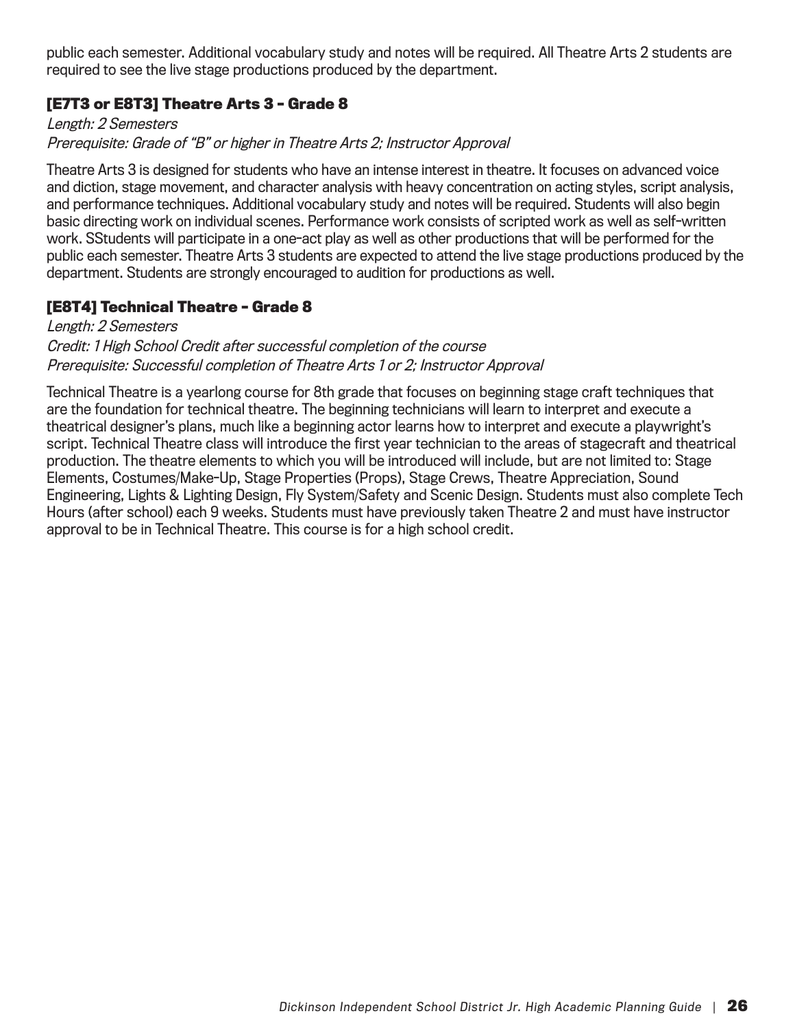public each semester. Additional vocabulary study and notes will be required. All Theatre Arts 2 students are required to see the live stage productions produced by the department.

### [E7T3 or E8T3] Theatre Arts 3 - Grade 8

*Length: 2 Semesters*
*Prerequisite: Grade of "B" or higher in Theatre Arts 2; Instructor Approval*

Theatre Arts 3 is designed for students who have an intense interest in theatre. It focuses on advanced voice and diction, stage movement, and character analysis with heavy concentration on acting styles, script analysis, and performance techniques. Additional vocabulary study and notes will be required. Students will also begin basic directing work on individual scenes. Performance work consists of scripted work as well as self-written work. SStudents will participate in a one-act play as well as other productions that will be performed for the public each semester. Theatre Arts 3 students are expected to attend the live stage productions produced by the department. Students are strongly encouraged to audition for productions as well.

### [E8T4] Technical Theatre - Grade 8

*Length: 2 Semesters*
*Credit: 1 High School Credit after successful completion of the course*
*Prerequisite: Successful completion of Theatre Arts 1 or 2; Instructor Approval*

Technical Theatre is a yearlong course for 8th grade that focuses on beginning stage craft techniques that are the foundation for technical theatre. The beginning technicians will learn to interpret and execute a theatrical designer's plans, much like a beginning actor learns how to interpret and execute a playwright's script. Technical Theatre class will introduce the first year technician to the areas of stagecraft and theatrical production. The theatre elements to which you will be introduced will include, but are not limited to: Stage Elements, Costumes/Make-Up, Stage Properties (Props), Stage Crews, Theatre Appreciation, Sound Engineering, Lights & Lighting Design, Fly System/Safety and Scenic Design. Students must also complete Tech Hours (after school) each 9 weeks. Students must have previously taken Theatre 2 and must have instructor approval to be in Technical Theatre. This course is for a high school credit.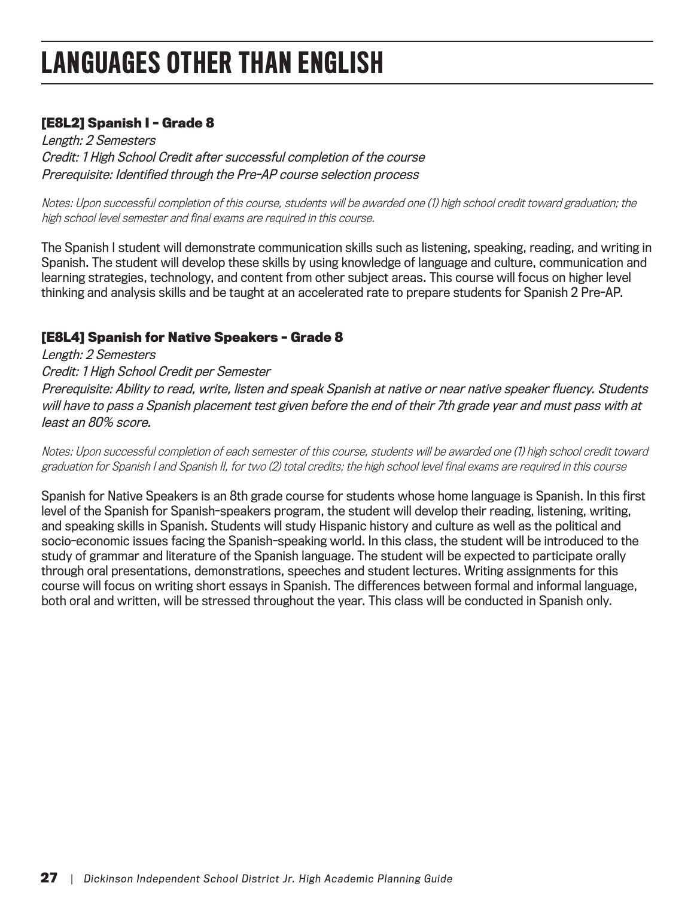# LANGUAGES OTHER THAN ENGLISH

### [E8L2] Spanish I - Grade 8

*Length: 2 Semesters*
*Credit: 1 High School Credit after successful completion of the course*
*Prerequisite: Identified through the Pre-AP course selection process*

*Notes: Upon successful completion of this course, students will be awarded one (1) high school credit toward graduation; the high school level semester and final exams are required in this course.*

The Spanish I student will demonstrate communication skills such as listening, speaking, reading, and writing in Spanish. The student will develop these skills by using knowledge of language and culture, communication and learning strategies, technology, and content from other subject areas. This course will focus on higher level thinking and analysis skills and be taught at an accelerated rate to prepare students for Spanish 2 Pre-AP.

### [E8L4] Spanish for Native Speakers - Grade 8

*Length: 2 Semesters*
*Credit: 1 High School Credit per Semester*
*Prerequisite: Ability to read, write, listen and speak Spanish at native or near native speaker fluency. Students will have to pass a Spanish placement test given before the end of their 7th grade year and must pass with at least an 80% score.*

*Notes: Upon successful completion of each semester of this course, students will be awarded one (1) high school credit toward graduation for Spanish I and Spanish II, for two (2) total credits; the high school level final exams are required in this course*

Spanish for Native Speakers is an 8th grade course for students whose home language is Spanish. In this first level of the Spanish for Spanish-speakers program, the student will develop their reading, listening, writing, and speaking skills in Spanish. Students will study Hispanic history and culture as well as the political and socio-economic issues facing the Spanish-speaking world. In this class, the student will be introduced to the study of grammar and literature of the Spanish language. The student will be expected to participate orally through oral presentations, demonstrations, speeches and student lectures. Writing assignments for this course will focus on writing short essays in Spanish. The differences between formal and informal language, both oral and written, will be stressed throughout the year. This class will be conducted in Spanish only.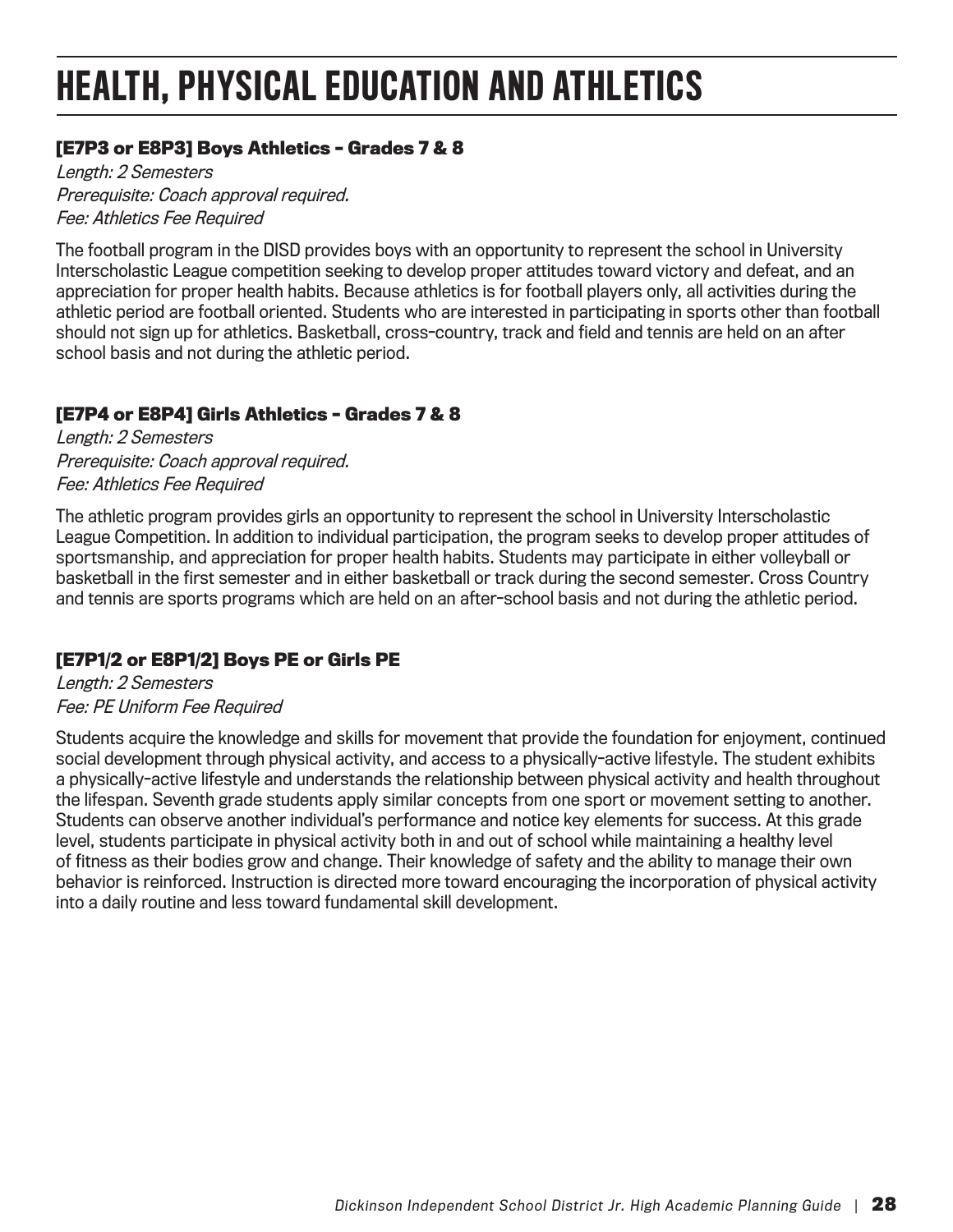# HEALTH, PHYSICAL EDUCATION AND ATHLETICS

### [E7P3 or E8P3] Boys Athletics - Grades 7 & 8

*Length: 2 Semesters*
*Prerequisite: Coach approval required.*
*Fee: Athletics Fee Required*

The football program in the DISD provides boys with an opportunity to represent the school in University Interscholastic League competition seeking to develop proper attitudes toward victory and defeat, and an appreciation for proper health habits. Because athletics is for football players only, all activities during the athletic period are football oriented. Students who are interested in participating in sports other than football should not sign up for athletics. Basketball, cross-country, track and field and tennis are held on an after school basis and not during the athletic period.

### [E7P4 or E8P4] Girls Athletics - Grades 7 & 8

*Length: 2 Semesters*
*Prerequisite: Coach approval required.*
*Fee: Athletics Fee Required*

The athletic program provides girls an opportunity to represent the school in University Interscholastic League Competition. In addition to individual participation, the program seeks to develop proper attitudes of sportsmanship, and appreciation for proper health habits. Students may participate in either volleyball or basketball in the first semester and in either basketball or track during the second semester. Cross Country and tennis are sports programs which are held on an after-school basis and not during the athletic period.

### [E7P1/2 or E8P1/2] Boys PE or Girls PE

*Length: 2 Semesters*
*Fee: PE Uniform Fee Required*

Students acquire the knowledge and skills for movement that provide the foundation for enjoyment, continued social development through physical activity, and access to a physically-active lifestyle. The student exhibits a physically-active lifestyle and understands the relationship between physical activity and health throughout the lifespan. Seventh grade students apply similar concepts from one sport or movement setting to another. Students can observe another individual's performance and notice key elements for success. At this grade level, students participate in physical activity both in and out of school while maintaining a healthy level of fitness as their bodies grow and change. Their knowledge of safety and the ability to manage their own behavior is reinforced. Instruction is directed more toward encouraging the incorporation of physical activity into a daily routine and less toward fundamental skill development.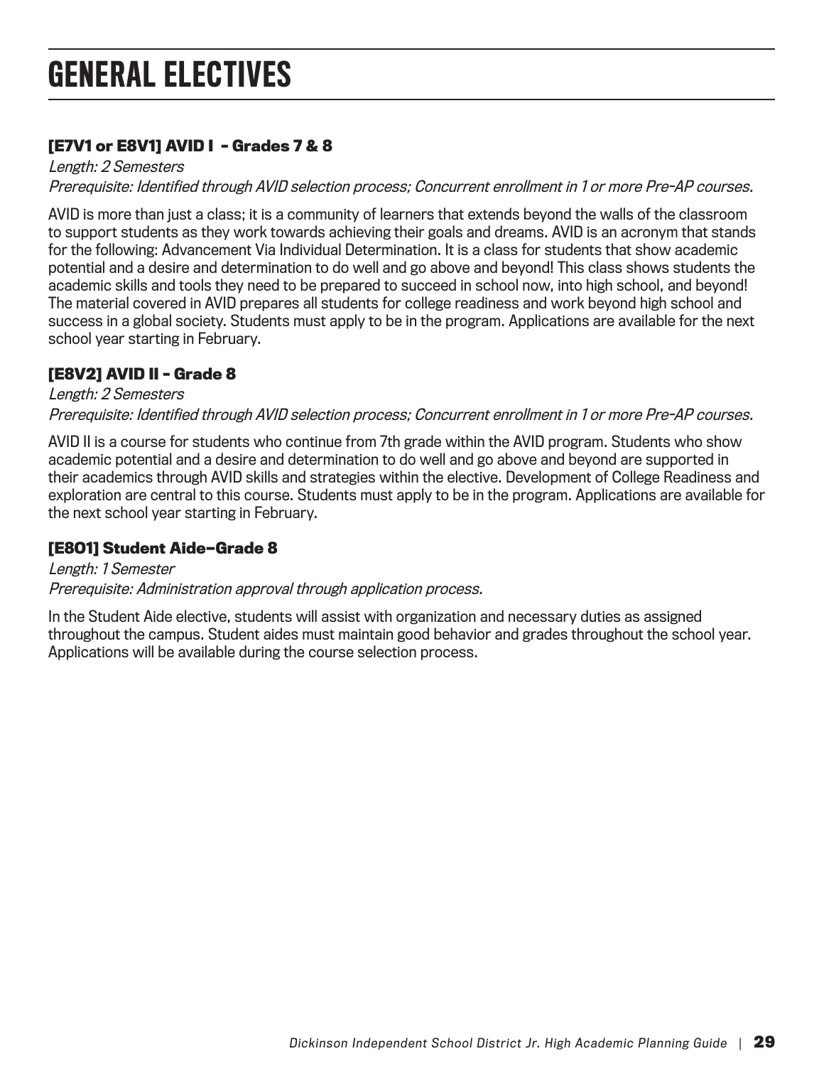# GENERAL ELECTIVES

### [E7V1 or E8V1] AVID I - Grades 7 & 8

*Length: 2 Semesters*

*Prerequisite: Identified through AVID selection process; Concurrent enrollment in 1 or more Pre-AP courses.*

AVID is more than just a class; it is a community of learners that extends beyond the walls of the classroom to support students as they work towards achieving their goals and dreams. AVID is an acronym that stands for the following: Advancement Via Individual Determination. It is a class for students that show academic potential and a desire and determination to do well and go above and beyond! This class shows students the academic skills and tools they need to be prepared to succeed in school now, into high school, and beyond! The material covered in AVID prepares all students for college readiness and work beyond high school and success in a global society. Students must apply to be in the program. Applications are available for the next school year starting in February.

### [E8V2] AVID II - Grade 8

*Length: 2 Semesters*

*Prerequisite: Identified through AVID selection process; Concurrent enrollment in 1 or more Pre-AP courses.*

AVID II is a course for students who continue from 7th grade within the AVID program. Students who show academic potential and a desire and determination to do well and go above and beyond are supported in their academics through AVID skills and strategies within the elective. Development of College Readiness and exploration are central to this course. Students must apply to be in the program. Applications are available for the next school year starting in February.

### [E8O1] Student Aide–Grade 8

*Length: 1 Semester*

*Prerequisite: Administration approval through application process.*

In the Student Aide elective, students will assist with organization and necessary duties as assigned throughout the campus. Student aides must maintain good behavior and grades throughout the school year. Applications will be available during the course selection process.